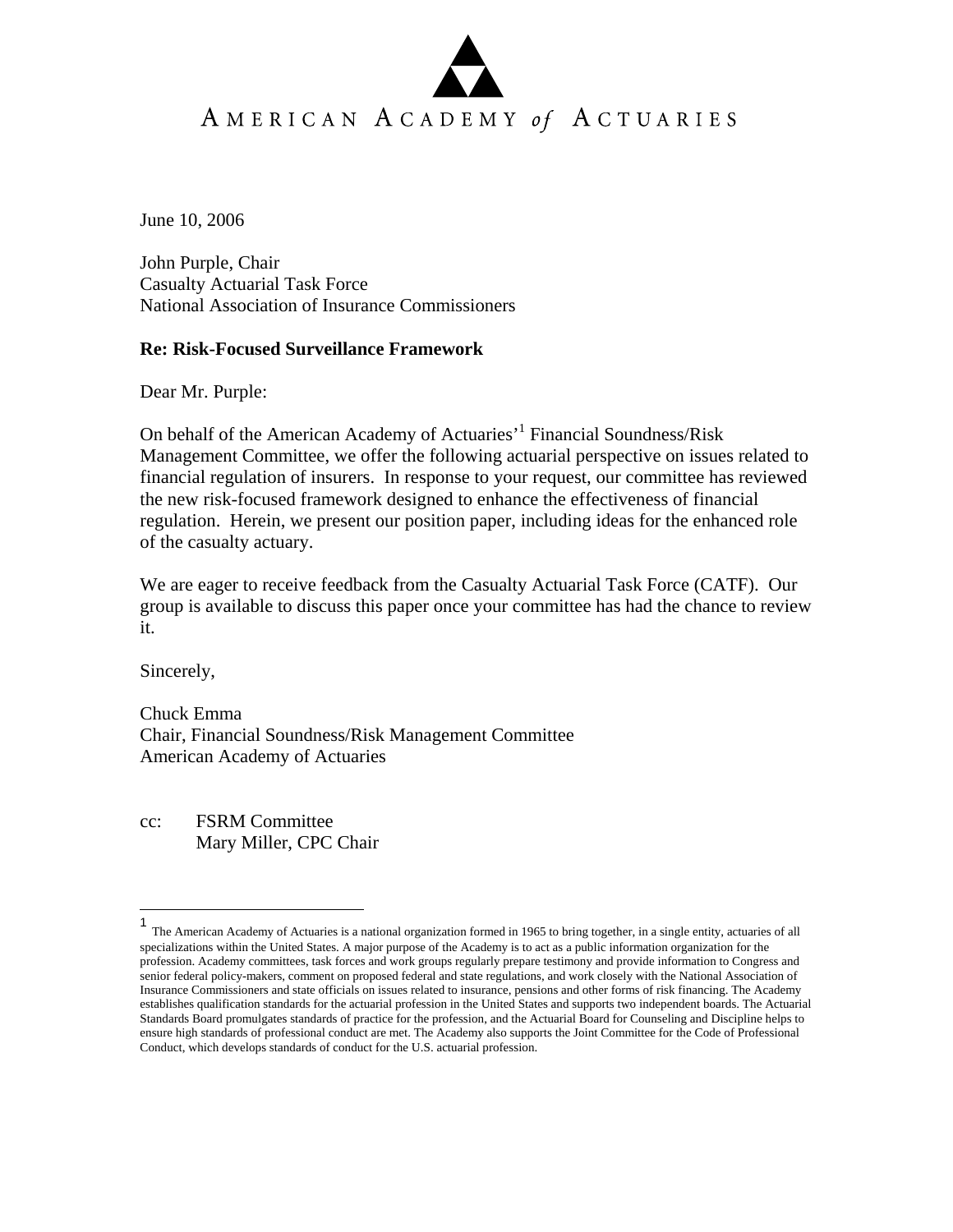AMERICAN ACADEMY *of* ACTUARIES

June 10, 2006

John Purple, Chair
Casualty Actuarial Task Force
National Association of Insurance Commissioners

**Re: Risk-Focused Surveillance Framework**

Dear Mr. Purple:

On behalf of the American Academy of Actuaries'[1] Financial Soundness/Risk Management Committee, we offer the following actuarial perspective on issues related to financial regulation of insurers. In response to your request, our committee has reviewed the new risk-focused framework designed to enhance the effectiveness of financial regulation. Herein, we present our position paper, including ideas for the enhanced role of the casualty actuary.

We are eager to receive feedback from the Casualty Actuarial Task Force (CATF). Our group is available to discuss this paper once your committee has had the chance to review it.

Sincerely,

Chuck Emma
Chair, Financial Soundness/Risk Management Committee
American Academy of Actuaries

cc: FSRM Committee
Mary Miller, CPC Chair

---

[1] The American Academy of Actuaries is a national organization formed in 1965 to bring together, in a single entity, actuaries of all specializations within the United States. A major purpose of the Academy is to act as a public information organization for the profession. Academy committees, task forces and work groups regularly prepare testimony and provide information to Congress and senior federal policy-makers, comment on proposed federal and state regulations, and work closely with the National Association of Insurance Commissioners and state officials on issues related to insurance, pensions and other forms of risk financing. The Academy establishes qualification standards for the actuarial profession in the United States and supports two independent boards. The Actuarial Standards Board promulgates standards of practice for the profession, and the Actuarial Board for Counseling and Discipline helps to ensure high standards of professional conduct are met. The Academy also supports the Joint Committee for the Code of Professional Conduct, which develops standards of conduct for the U.S. actuarial profession.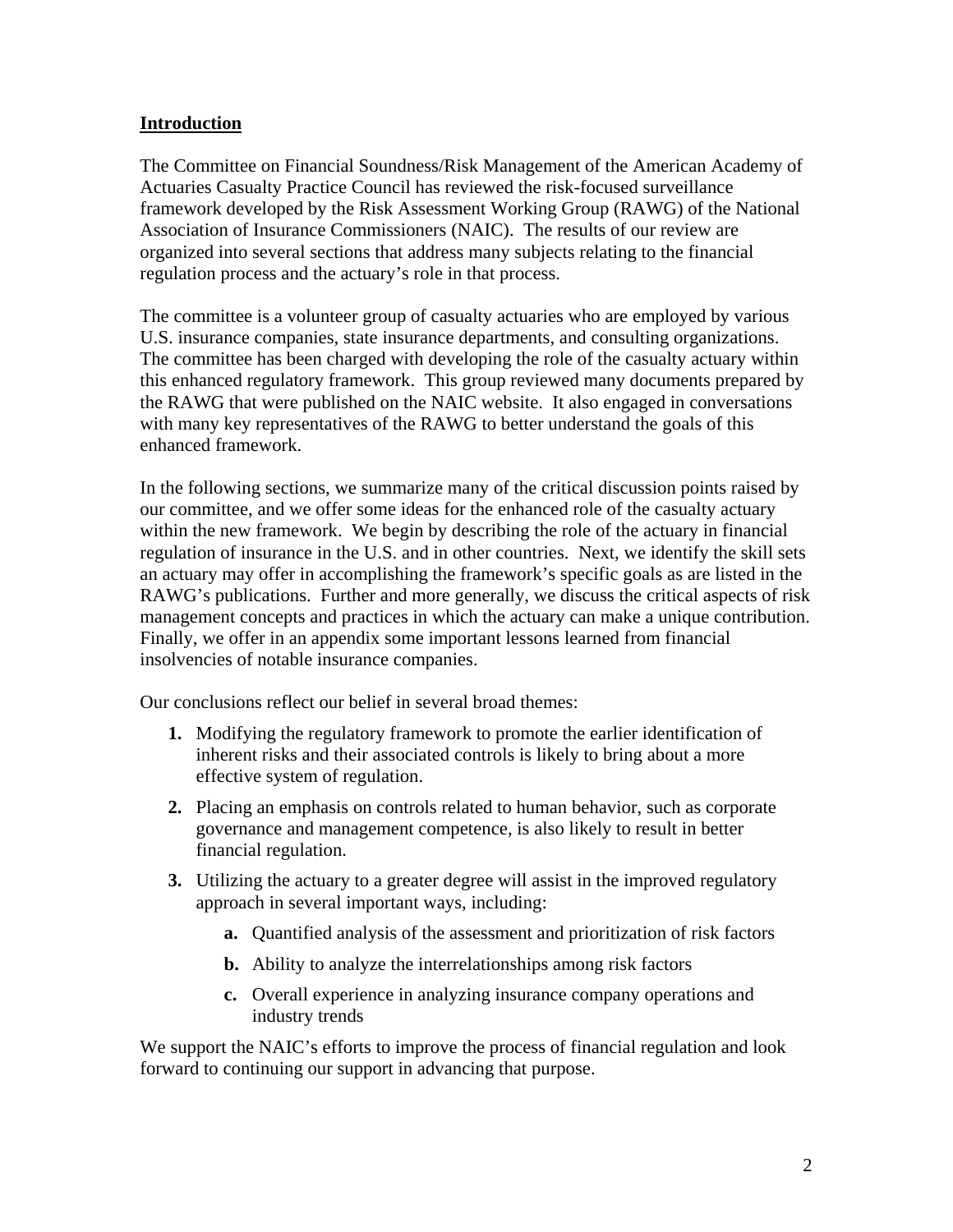## Introduction

The Committee on Financial Soundness/Risk Management of the American Academy of Actuaries Casualty Practice Council has reviewed the risk-focused surveillance framework developed by the Risk Assessment Working Group (RAWG) of the National Association of Insurance Commissioners (NAIC). The results of our review are organized into several sections that address many subjects relating to the financial regulation process and the actuary's role in that process.

The committee is a volunteer group of casualty actuaries who are employed by various U.S. insurance companies, state insurance departments, and consulting organizations. The committee has been charged with developing the role of the casualty actuary within this enhanced regulatory framework. This group reviewed many documents prepared by the RAWG that were published on the NAIC website. It also engaged in conversations with many key representatives of the RAWG to better understand the goals of this enhanced framework.

In the following sections, we summarize many of the critical discussion points raised by our committee, and we offer some ideas for the enhanced role of the casualty actuary within the new framework. We begin by describing the role of the actuary in financial regulation of insurance in the U.S. and in other countries. Next, we identify the skill sets an actuary may offer in accomplishing the framework's specific goals as are listed in the RAWG's publications. Further and more generally, we discuss the critical aspects of risk management concepts and practices in which the actuary can make a unique contribution. Finally, we offer in an appendix some important lessons learned from financial insolvencies of notable insurance companies.

Our conclusions reflect our belief in several broad themes:

1. Modifying the regulatory framework to promote the earlier identification of inherent risks and their associated controls is likely to bring about a more effective system of regulation.
2. Placing an emphasis on controls related to human behavior, such as corporate governance and management competence, is also likely to result in better financial regulation.
3. Utilizing the actuary to a greater degree will assist in the improved regulatory approach in several important ways, including:
   a. Quantified analysis of the assessment and prioritization of risk factors
   b. Ability to analyze the interrelationships among risk factors
   c. Overall experience in analyzing insurance company operations and industry trends

We support the NAIC's efforts to improve the process of financial regulation and look forward to continuing our support in advancing that purpose.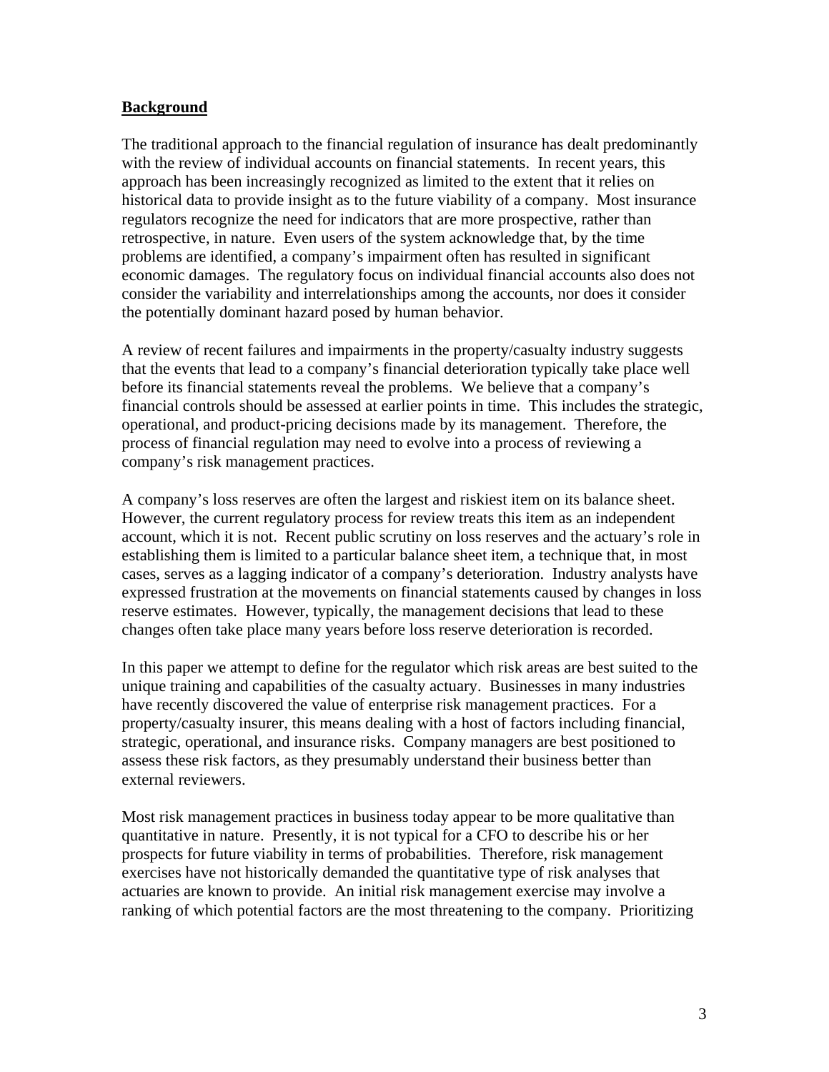## **Background**

The traditional approach to the financial regulation of insurance has dealt predominantly with the review of individual accounts on financial statements. In recent years, this approach has been increasingly recognized as limited to the extent that it relies on historical data to provide insight as to the future viability of a company. Most insurance regulators recognize the need for indicators that are more prospective, rather than retrospective, in nature. Even users of the system acknowledge that, by the time problems are identified, a company's impairment often has resulted in significant economic damages. The regulatory focus on individual financial accounts also does not consider the variability and interrelationships among the accounts, nor does it consider the potentially dominant hazard posed by human behavior.

A review of recent failures and impairments in the property/casualty industry suggests that the events that lead to a company's financial deterioration typically take place well before its financial statements reveal the problems. We believe that a company's financial controls should be assessed at earlier points in time. This includes the strategic, operational, and product-pricing decisions made by its management. Therefore, the process of financial regulation may need to evolve into a process of reviewing a company's risk management practices.

A company's loss reserves are often the largest and riskiest item on its balance sheet. However, the current regulatory process for review treats this item as an independent account, which it is not. Recent public scrutiny on loss reserves and the actuary's role in establishing them is limited to a particular balance sheet item, a technique that, in most cases, serves as a lagging indicator of a company's deterioration. Industry analysts have expressed frustration at the movements on financial statements caused by changes in loss reserve estimates. However, typically, the management decisions that lead to these changes often take place many years before loss reserve deterioration is recorded.

In this paper we attempt to define for the regulator which risk areas are best suited to the unique training and capabilities of the casualty actuary. Businesses in many industries have recently discovered the value of enterprise risk management practices. For a property/casualty insurer, this means dealing with a host of factors including financial, strategic, operational, and insurance risks. Company managers are best positioned to assess these risk factors, as they presumably understand their business better than external reviewers.

Most risk management practices in business today appear to be more qualitative than quantitative in nature. Presently, it is not typical for a CFO to describe his or her prospects for future viability in terms of probabilities. Therefore, risk management exercises have not historically demanded the quantitative type of risk analyses that actuaries are known to provide. An initial risk management exercise may involve a ranking of which potential factors are the most threatening to the company. Prioritizing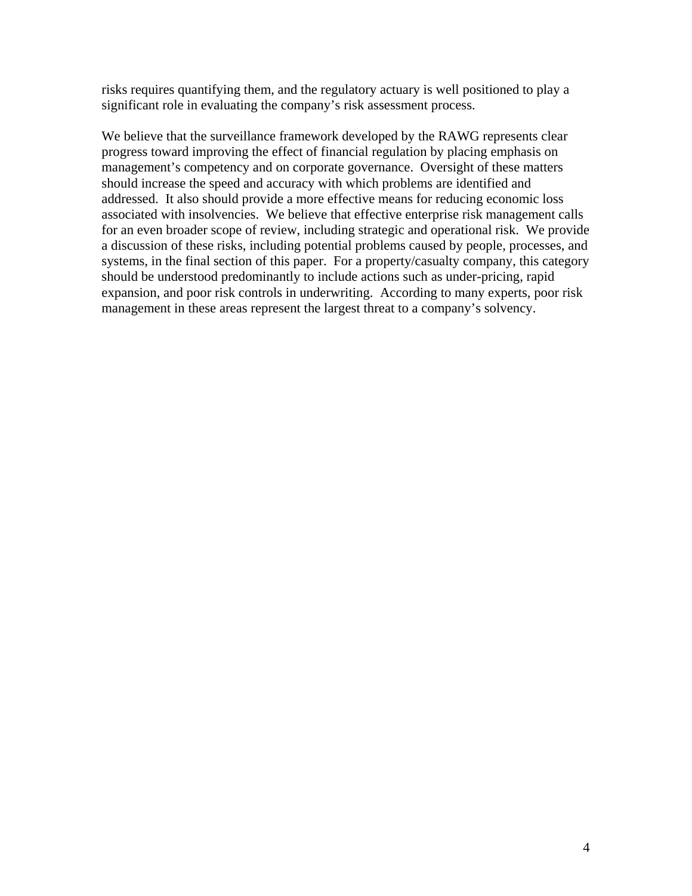risks requires quantifying them, and the regulatory actuary is well positioned to play a significant role in evaluating the company's risk assessment process.

We believe that the surveillance framework developed by the RAWG represents clear progress toward improving the effect of financial regulation by placing emphasis on management's competency and on corporate governance. Oversight of these matters should increase the speed and accuracy with which problems are identified and addressed. It also should provide a more effective means for reducing economic loss associated with insolvencies. We believe that effective enterprise risk management calls for an even broader scope of review, including strategic and operational risk. We provide a discussion of these risks, including potential problems caused by people, processes, and systems, in the final section of this paper. For a property/casualty company, this category should be understood predominantly to include actions such as under-pricing, rapid expansion, and poor risk controls in underwriting. According to many experts, poor risk management in these areas represent the largest threat to a company's solvency.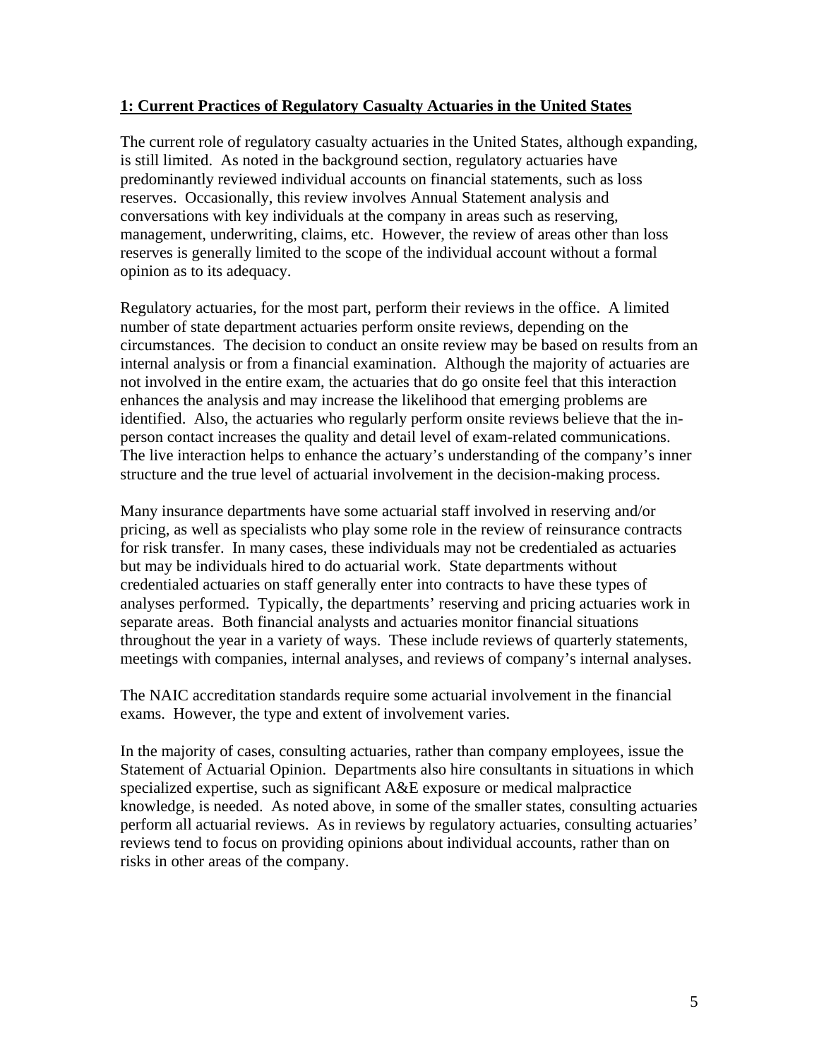## 1: Current Practices of Regulatory Casualty Actuaries in the United States

The current role of regulatory casualty actuaries in the United States, although expanding, is still limited. As noted in the background section, regulatory actuaries have predominantly reviewed individual accounts on financial statements, such as loss reserves. Occasionally, this review involves Annual Statement analysis and conversations with key individuals at the company in areas such as reserving, management, underwriting, claims, etc. However, the review of areas other than loss reserves is generally limited to the scope of the individual account without a formal opinion as to its adequacy.

Regulatory actuaries, for the most part, perform their reviews in the office. A limited number of state department actuaries perform onsite reviews, depending on the circumstances. The decision to conduct an onsite review may be based on results from an internal analysis or from a financial examination. Although the majority of actuaries are not involved in the entire exam, the actuaries that do go onsite feel that this interaction enhances the analysis and may increase the likelihood that emerging problems are identified. Also, the actuaries who regularly perform onsite reviews believe that the in-person contact increases the quality and detail level of exam-related communications. The live interaction helps to enhance the actuary's understanding of the company's inner structure and the true level of actuarial involvement in the decision-making process.

Many insurance departments have some actuarial staff involved in reserving and/or pricing, as well as specialists who play some role in the review of reinsurance contracts for risk transfer. In many cases, these individuals may not be credentialed as actuaries but may be individuals hired to do actuarial work. State departments without credentialed actuaries on staff generally enter into contracts to have these types of analyses performed. Typically, the departments' reserving and pricing actuaries work in separate areas. Both financial analysts and actuaries monitor financial situations throughout the year in a variety of ways. These include reviews of quarterly statements, meetings with companies, internal analyses, and reviews of company's internal analyses.

The NAIC accreditation standards require some actuarial involvement in the financial exams. However, the type and extent of involvement varies.

In the majority of cases, consulting actuaries, rather than company employees, issue the Statement of Actuarial Opinion. Departments also hire consultants in situations in which specialized expertise, such as significant A&E exposure or medical malpractice knowledge, is needed. As noted above, in some of the smaller states, consulting actuaries perform all actuarial reviews. As in reviews by regulatory actuaries, consulting actuaries' reviews tend to focus on providing opinions about individual accounts, rather than on risks in other areas of the company.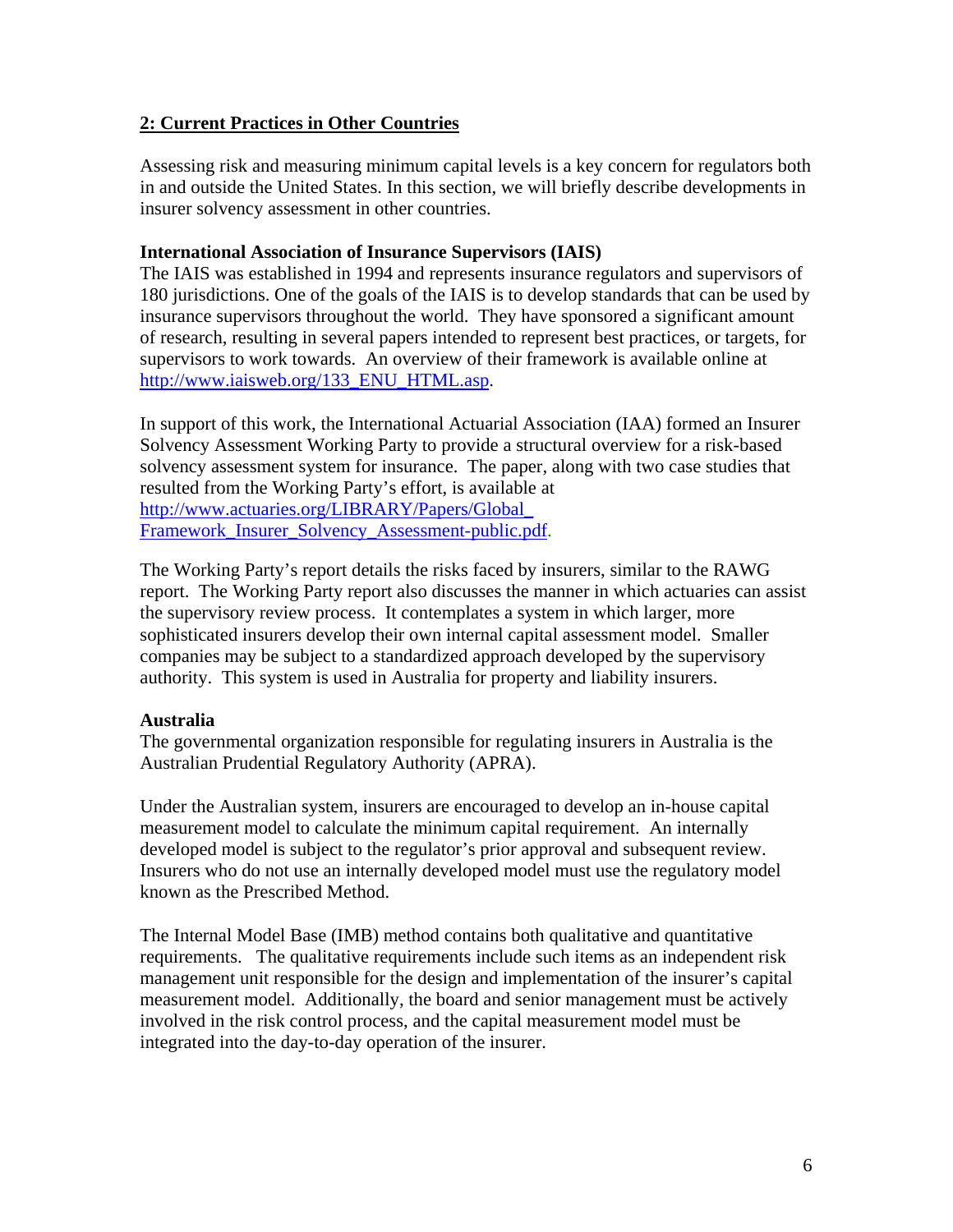## 2: Current Practices in Other Countries

Assessing risk and measuring minimum capital levels is a key concern for regulators both in and outside the United States. In this section, we will briefly describe developments in insurer solvency assessment in other countries.

### International Association of Insurance Supervisors (IAIS)

The IAIS was established in 1994 and represents insurance regulators and supervisors of 180 jurisdictions. One of the goals of the IAIS is to develop standards that can be used by insurance supervisors throughout the world. They have sponsored a significant amount of research, resulting in several papers intended to represent best practices, or targets, for supervisors to work towards. An overview of their framework is available online at http://www.iaisweb.org/133_ENU_HTML.asp.

In support of this work, the International Actuarial Association (IAA) formed an Insurer Solvency Assessment Working Party to provide a structural overview for a risk-based solvency assessment system for insurance. The paper, along with two case studies that resulted from the Working Party's effort, is available at http://www.actuaries.org/LIBRARY/Papers/Global_Framework_Insurer_Solvency_Assessment-public.pdf.

The Working Party's report details the risks faced by insurers, similar to the RAWG report. The Working Party report also discusses the manner in which actuaries can assist the supervisory review process. It contemplates a system in which larger, more sophisticated insurers develop their own internal capital assessment model. Smaller companies may be subject to a standardized approach developed by the supervisory authority. This system is used in Australia for property and liability insurers.

### Australia

The governmental organization responsible for regulating insurers in Australia is the Australian Prudential Regulatory Authority (APRA).

Under the Australian system, insurers are encouraged to develop an in-house capital measurement model to calculate the minimum capital requirement. An internally developed model is subject to the regulator's prior approval and subsequent review. Insurers who do not use an internally developed model must use the regulatory model known as the Prescribed Method.

The Internal Model Base (IMB) method contains both qualitative and quantitative requirements. The qualitative requirements include such items as an independent risk management unit responsible for the design and implementation of the insurer's capital measurement model. Additionally, the board and senior management must be actively involved in the risk control process, and the capital measurement model must be integrated into the day-to-day operation of the insurer.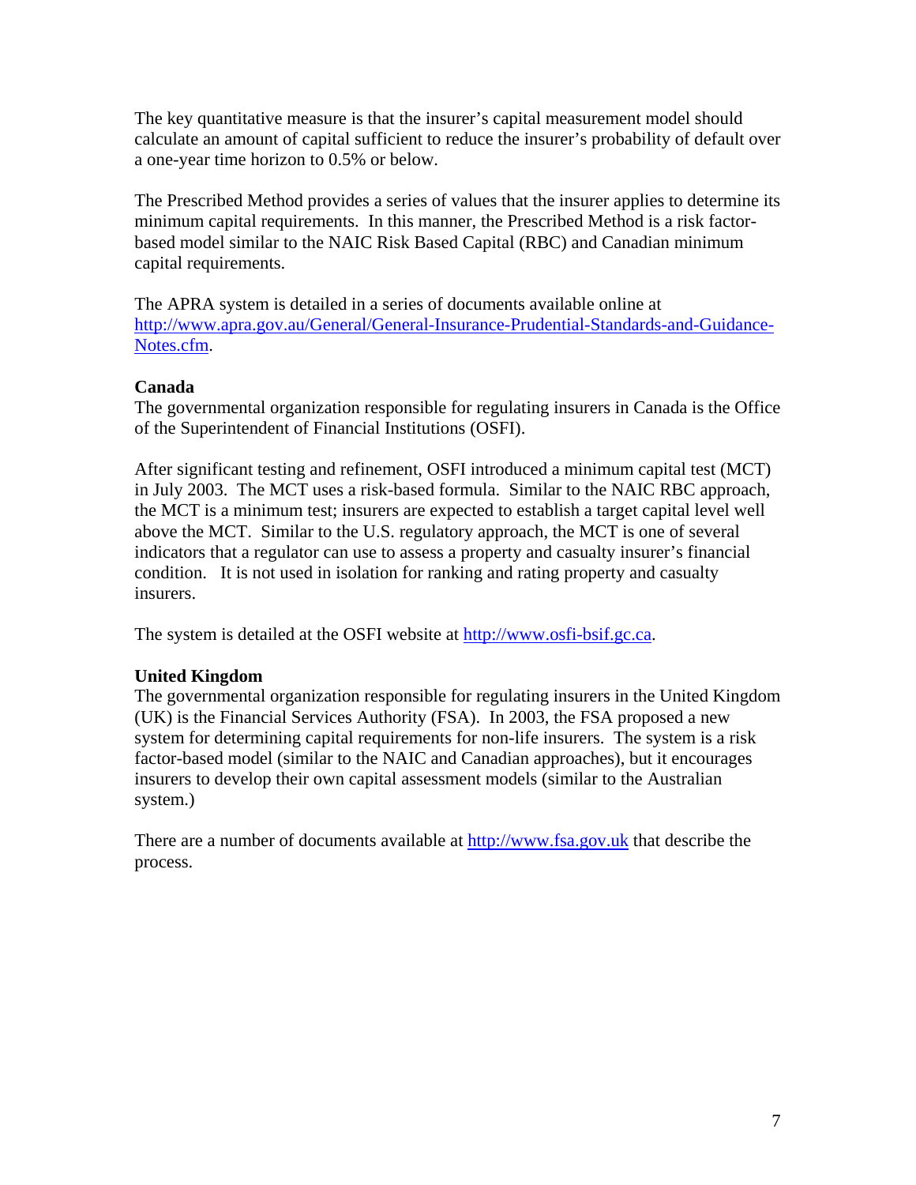The key quantitative measure is that the insurer's capital measurement model should calculate an amount of capital sufficient to reduce the insurer's probability of default over a one-year time horizon to 0.5% or below.

The Prescribed Method provides a series of values that the insurer applies to determine its minimum capital requirements. In this manner, the Prescribed Method is a risk factor-based model similar to the NAIC Risk Based Capital (RBC) and Canadian minimum capital requirements.

The APRA system is detailed in a series of documents available online at [http://www.apra.gov.au/General/General-Insurance-Prudential-Standards-and-Guidance-Notes.cfm](http://www.apra.gov.au/General/General-Insurance-Prudential-Standards-and-Guidance-Notes.cfm).

**Canada**

The governmental organization responsible for regulating insurers in Canada is the Office of the Superintendent of Financial Institutions (OSFI).

After significant testing and refinement, OSFI introduced a minimum capital test (MCT) in July 2003. The MCT uses a risk-based formula. Similar to the NAIC RBC approach, the MCT is a minimum test; insurers are expected to establish a target capital level well above the MCT. Similar to the U.S. regulatory approach, the MCT is one of several indicators that a regulator can use to assess a property and casualty insurer's financial condition. It is not used in isolation for ranking and rating property and casualty insurers.

The system is detailed at the OSFI website at [http://www.osfi-bsif.gc.ca](http://www.osfi-bsif.gc.ca).

**United Kingdom**

The governmental organization responsible for regulating insurers in the United Kingdom (UK) is the Financial Services Authority (FSA). In 2003, the FSA proposed a new system for determining capital requirements for non-life insurers. The system is a risk factor-based model (similar to the NAIC and Canadian approaches), but it encourages insurers to develop their own capital assessment models (similar to the Australian system.)

There are a number of documents available at [http://www.fsa.gov.uk](http://www.fsa.gov.uk) that describe the process.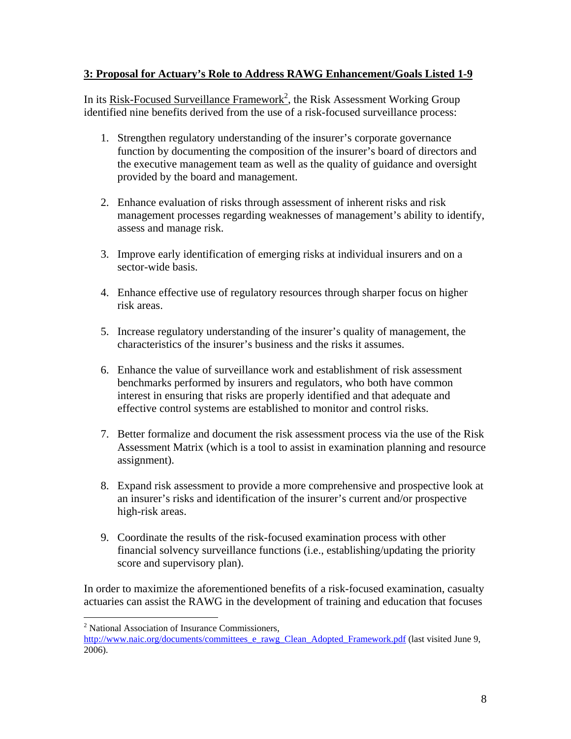## 3: Proposal for Actuary's Role to Address RAWG Enhancement/Goals Listed 1-9

In its Risk-Focused Surveillance Framework[2], the Risk Assessment Working Group identified nine benefits derived from the use of a risk-focused surveillance process:

1. Strengthen regulatory understanding of the insurer's corporate governance function by documenting the composition of the insurer's board of directors and the executive management team as well as the quality of guidance and oversight provided by the board and management.

2. Enhance evaluation of risks through assessment of inherent risks and risk management processes regarding weaknesses of management's ability to identify, assess and manage risk.

3. Improve early identification of emerging risks at individual insurers and on a sector-wide basis.

4. Enhance effective use of regulatory resources through sharper focus on higher risk areas.

5. Increase regulatory understanding of the insurer's quality of management, the characteristics of the insurer's business and the risks it assumes.

6. Enhance the value of surveillance work and establishment of risk assessment benchmarks performed by insurers and regulators, who both have common interest in ensuring that risks are properly identified and that adequate and effective control systems are established to monitor and control risks.

7. Better formalize and document the risk assessment process via the use of the Risk Assessment Matrix (which is a tool to assist in examination planning and resource assignment).

8. Expand risk assessment to provide a more comprehensive and prospective look at an insurer's risks and identification of the insurer's current and/or prospective high-risk areas.

9. Coordinate the results of the risk-focused examination process with other financial solvency surveillance functions (i.e., establishing/updating the priority score and supervisory plan).

In order to maximize the aforementioned benefits of a risk-focused examination, casualty actuaries can assist the RAWG in the development of training and education that focuses

---

[2] National Association of Insurance Commissioners, http://www.naic.org/documents/committees_e_rawg_Clean_Adopted_Framework.pdf (last visited June 9, 2006).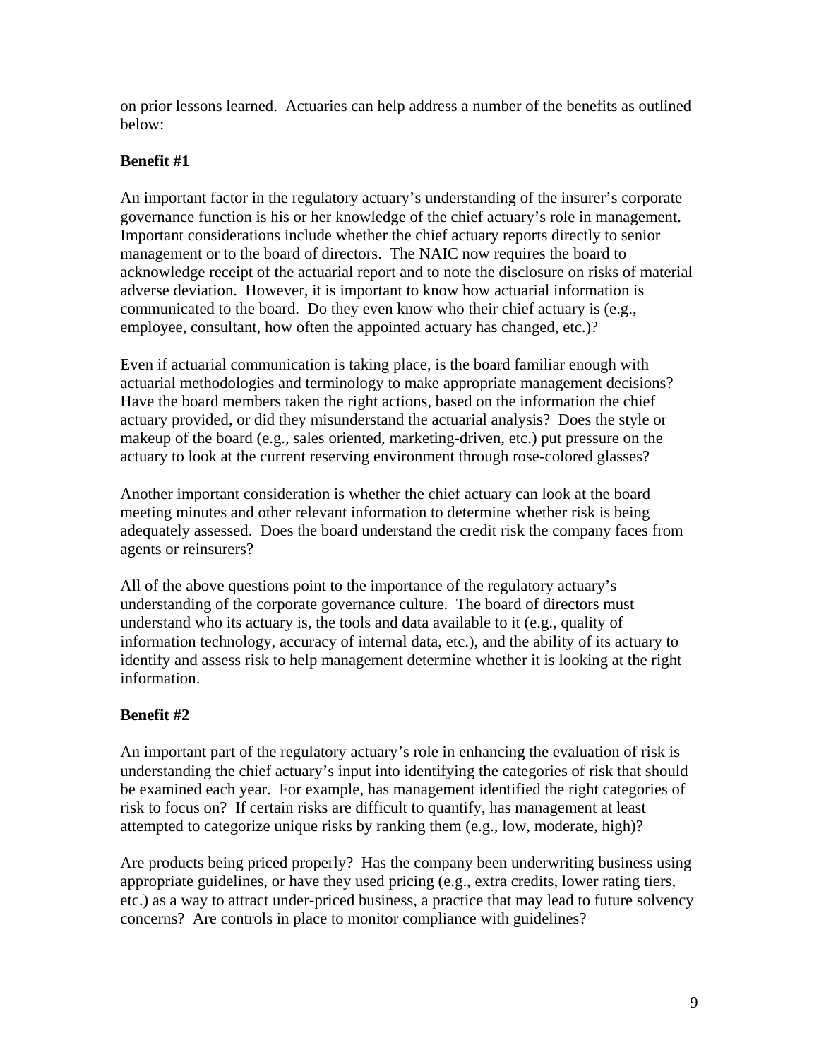on prior lessons learned. Actuaries can help address a number of the benefits as outlined below:

**Benefit #1**

An important factor in the regulatory actuary's understanding of the insurer's corporate governance function is his or her knowledge of the chief actuary's role in management. Important considerations include whether the chief actuary reports directly to senior management or to the board of directors. The NAIC now requires the board to acknowledge receipt of the actuarial report and to note the disclosure on risks of material adverse deviation. However, it is important to know how actuarial information is communicated to the board. Do they even know who their chief actuary is (e.g., employee, consultant, how often the appointed actuary has changed, etc.)?

Even if actuarial communication is taking place, is the board familiar enough with actuarial methodologies and terminology to make appropriate management decisions? Have the board members taken the right actions, based on the information the chief actuary provided, or did they misunderstand the actuarial analysis? Does the style or makeup of the board (e.g., sales oriented, marketing-driven, etc.) put pressure on the actuary to look at the current reserving environment through rose-colored glasses?

Another important consideration is whether the chief actuary can look at the board meeting minutes and other relevant information to determine whether risk is being adequately assessed. Does the board understand the credit risk the company faces from agents or reinsurers?

All of the above questions point to the importance of the regulatory actuary's understanding of the corporate governance culture. The board of directors must understand who its actuary is, the tools and data available to it (e.g., quality of information technology, accuracy of internal data, etc.), and the ability of its actuary to identify and assess risk to help management determine whether it is looking at the right information.

**Benefit #2**

An important part of the regulatory actuary's role in enhancing the evaluation of risk is understanding the chief actuary's input into identifying the categories of risk that should be examined each year. For example, has management identified the right categories of risk to focus on? If certain risks are difficult to quantify, has management at least attempted to categorize unique risks by ranking them (e.g., low, moderate, high)?

Are products being priced properly? Has the company been underwriting business using appropriate guidelines, or have they used pricing (e.g., extra credits, lower rating tiers, etc.) as a way to attract under-priced business, a practice that may lead to future solvency concerns? Are controls in place to monitor compliance with guidelines?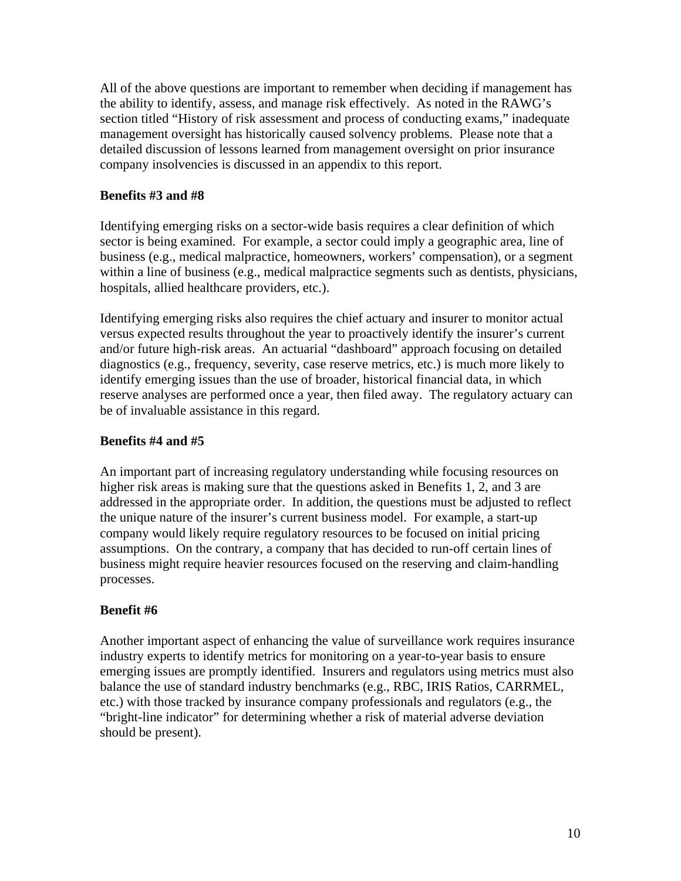All of the above questions are important to remember when deciding if management has the ability to identify, assess, and manage risk effectively. As noted in the RAWG's section titled "History of risk assessment and process of conducting exams," inadequate management oversight has historically caused solvency problems. Please note that a detailed discussion of lessons learned from management oversight on prior insurance company insolvencies is discussed in an appendix to this report.

**Benefits #3 and #8**

Identifying emerging risks on a sector-wide basis requires a clear definition of which sector is being examined. For example, a sector could imply a geographic area, line of business (e.g., medical malpractice, homeowners, workers' compensation), or a segment within a line of business (e.g., medical malpractice segments such as dentists, physicians, hospitals, allied healthcare providers, etc.).

Identifying emerging risks also requires the chief actuary and insurer to monitor actual versus expected results throughout the year to proactively identify the insurer's current and/or future high-risk areas. An actuarial "dashboard" approach focusing on detailed diagnostics (e.g., frequency, severity, case reserve metrics, etc.) is much more likely to identify emerging issues than the use of broader, historical financial data, in which reserve analyses are performed once a year, then filed away. The regulatory actuary can be of invaluable assistance in this regard.

**Benefits #4 and #5**

An important part of increasing regulatory understanding while focusing resources on higher risk areas is making sure that the questions asked in Benefits 1, 2, and 3 are addressed in the appropriate order. In addition, the questions must be adjusted to reflect the unique nature of the insurer's current business model. For example, a start-up company would likely require regulatory resources to be focused on initial pricing assumptions. On the contrary, a company that has decided to run-off certain lines of business might require heavier resources focused on the reserving and claim-handling processes.

**Benefit #6**

Another important aspect of enhancing the value of surveillance work requires insurance industry experts to identify metrics for monitoring on a year-to-year basis to ensure emerging issues are promptly identified. Insurers and regulators using metrics must also balance the use of standard industry benchmarks (e.g., RBC, IRIS Ratios, CARRMEL, etc.) with those tracked by insurance company professionals and regulators (e.g., the "bright-line indicator" for determining whether a risk of material adverse deviation should be present).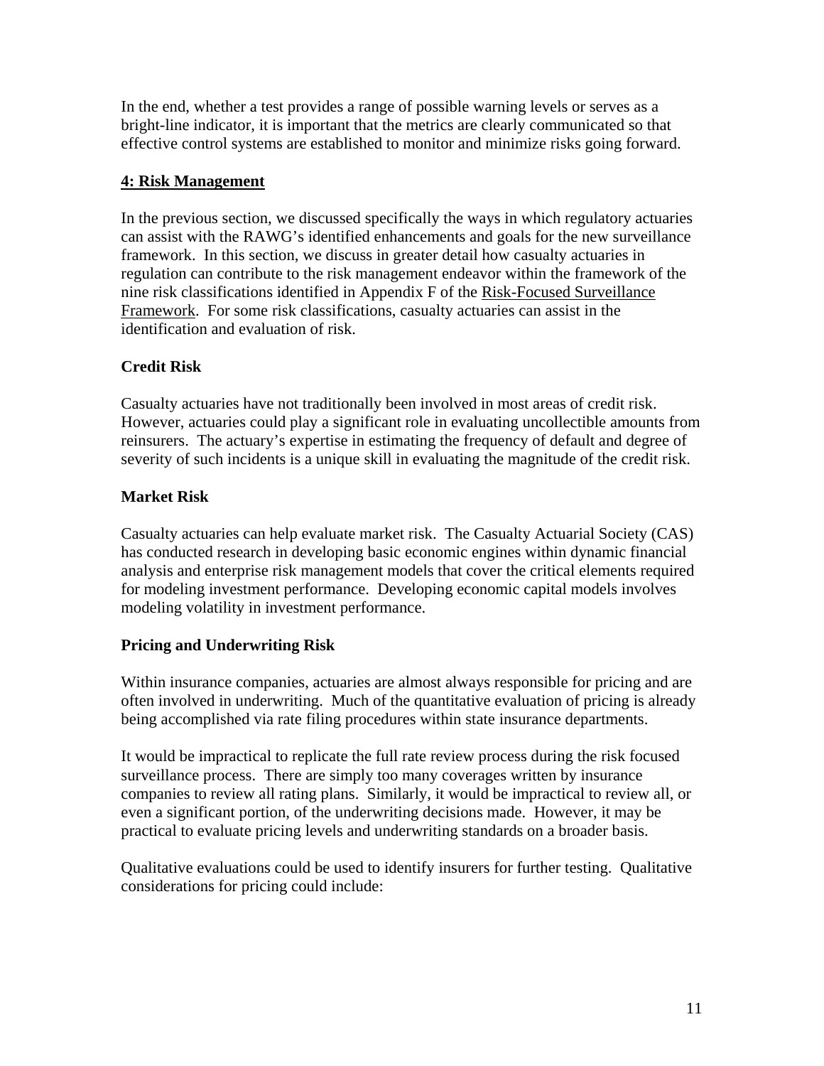In the end, whether a test provides a range of possible warning levels or serves as a bright-line indicator, it is important that the metrics are clearly communicated so that effective control systems are established to monitor and minimize risks going forward.

## 4: Risk Management

In the previous section, we discussed specifically the ways in which regulatory actuaries can assist with the RAWG's identified enhancements and goals for the new surveillance framework. In this section, we discuss in greater detail how casualty actuaries in regulation can contribute to the risk management endeavor within the framework of the nine risk classifications identified in Appendix F of the Risk-Focused Surveillance Framework. For some risk classifications, casualty actuaries can assist in the identification and evaluation of risk.

### Credit Risk

Casualty actuaries have not traditionally been involved in most areas of credit risk. However, actuaries could play a significant role in evaluating uncollectible amounts from reinsurers. The actuary's expertise in estimating the frequency of default and degree of severity of such incidents is a unique skill in evaluating the magnitude of the credit risk.

### Market Risk

Casualty actuaries can help evaluate market risk. The Casualty Actuarial Society (CAS) has conducted research in developing basic economic engines within dynamic financial analysis and enterprise risk management models that cover the critical elements required for modeling investment performance. Developing economic capital models involves modeling volatility in investment performance.

### Pricing and Underwriting Risk

Within insurance companies, actuaries are almost always responsible for pricing and are often involved in underwriting. Much of the quantitative evaluation of pricing is already being accomplished via rate filing procedures within state insurance departments.

It would be impractical to replicate the full rate review process during the risk focused surveillance process. There are simply too many coverages written by insurance companies to review all rating plans. Similarly, it would be impractical to review all, or even a significant portion, of the underwriting decisions made. However, it may be practical to evaluate pricing levels and underwriting standards on a broader basis.

Qualitative evaluations could be used to identify insurers for further testing. Qualitative considerations for pricing could include: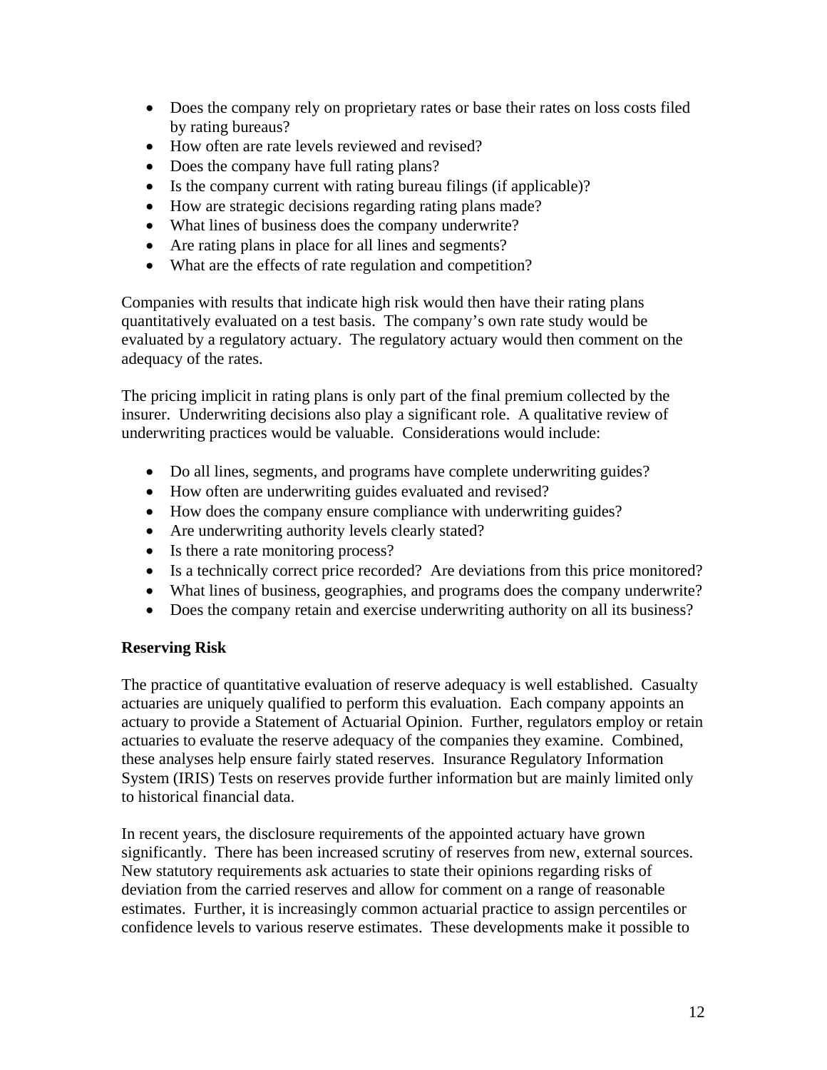- Does the company rely on proprietary rates or base their rates on loss costs filed by rating bureaus?
- How often are rate levels reviewed and revised?
- Does the company have full rating plans?
- Is the company current with rating bureau filings (if applicable)?
- How are strategic decisions regarding rating plans made?
- What lines of business does the company underwrite?
- Are rating plans in place for all lines and segments?
- What are the effects of rate regulation and competition?

Companies with results that indicate high risk would then have their rating plans quantitatively evaluated on a test basis. The company's own rate study would be evaluated by a regulatory actuary. The regulatory actuary would then comment on the adequacy of the rates.

The pricing implicit in rating plans is only part of the final premium collected by the insurer. Underwriting decisions also play a significant role. A qualitative review of underwriting practices would be valuable. Considerations would include:

- Do all lines, segments, and programs have complete underwriting guides?
- How often are underwriting guides evaluated and revised?
- How does the company ensure compliance with underwriting guides?
- Are underwriting authority levels clearly stated?
- Is there a rate monitoring process?
- Is a technically correct price recorded? Are deviations from this price monitored?
- What lines of business, geographies, and programs does the company underwrite?
- Does the company retain and exercise underwriting authority on all its business?

**Reserving Risk**

The practice of quantitative evaluation of reserve adequacy is well established. Casualty actuaries are uniquely qualified to perform this evaluation. Each company appoints an actuary to provide a Statement of Actuarial Opinion. Further, regulators employ or retain actuaries to evaluate the reserve adequacy of the companies they examine. Combined, these analyses help ensure fairly stated reserves. Insurance Regulatory Information System (IRIS) Tests on reserves provide further information but are mainly limited only to historical financial data.

In recent years, the disclosure requirements of the appointed actuary have grown significantly. There has been increased scrutiny of reserves from new, external sources. New statutory requirements ask actuaries to state their opinions regarding risks of deviation from the carried reserves and allow for comment on a range of reasonable estimates. Further, it is increasingly common actuarial practice to assign percentiles or confidence levels to various reserve estimates. These developments make it possible to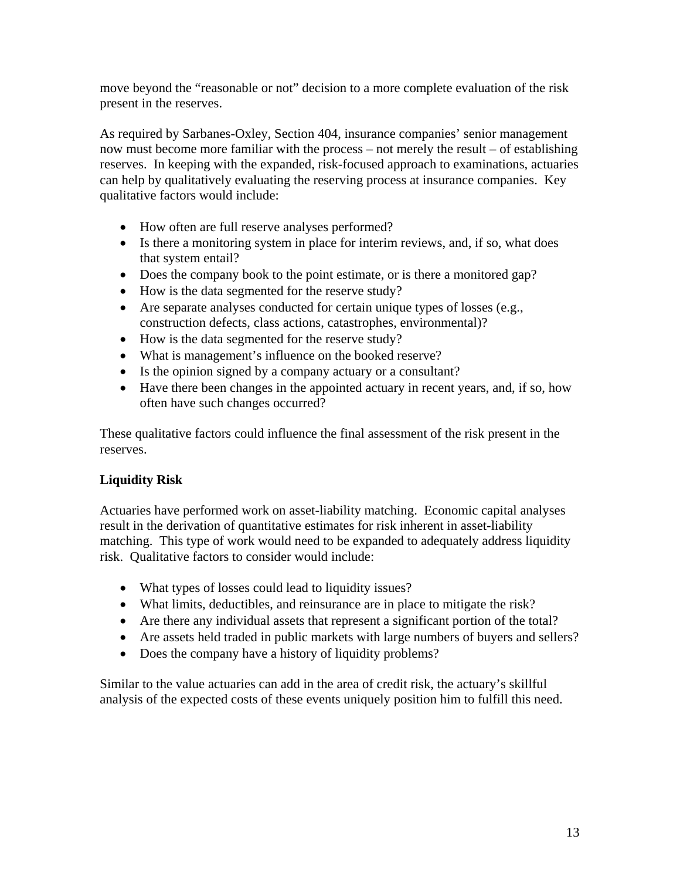move beyond the "reasonable or not" decision to a more complete evaluation of the risk present in the reserves.

As required by Sarbanes-Oxley, Section 404, insurance companies' senior management now must become more familiar with the process – not merely the result – of establishing reserves. In keeping with the expanded, risk-focused approach to examinations, actuaries can help by qualitatively evaluating the reserving process at insurance companies. Key qualitative factors would include:

- How often are full reserve analyses performed?
- Is there a monitoring system in place for interim reviews, and, if so, what does that system entail?
- Does the company book to the point estimate, or is there a monitored gap?
- How is the data segmented for the reserve study?
- Are separate analyses conducted for certain unique types of losses (e.g., construction defects, class actions, catastrophes, environmental)?
- How is the data segmented for the reserve study?
- What is management's influence on the booked reserve?
- Is the opinion signed by a company actuary or a consultant?
- Have there been changes in the appointed actuary in recent years, and, if so, how often have such changes occurred?

These qualitative factors could influence the final assessment of the risk present in the reserves.

**Liquidity Risk**

Actuaries have performed work on asset-liability matching. Economic capital analyses result in the derivation of quantitative estimates for risk inherent in asset-liability matching. This type of work would need to be expanded to adequately address liquidity risk. Qualitative factors to consider would include:

- What types of losses could lead to liquidity issues?
- What limits, deductibles, and reinsurance are in place to mitigate the risk?
- Are there any individual assets that represent a significant portion of the total?
- Are assets held traded in public markets with large numbers of buyers and sellers?
- Does the company have a history of liquidity problems?

Similar to the value actuaries can add in the area of credit risk, the actuary's skillful analysis of the expected costs of these events uniquely position him to fulfill this need.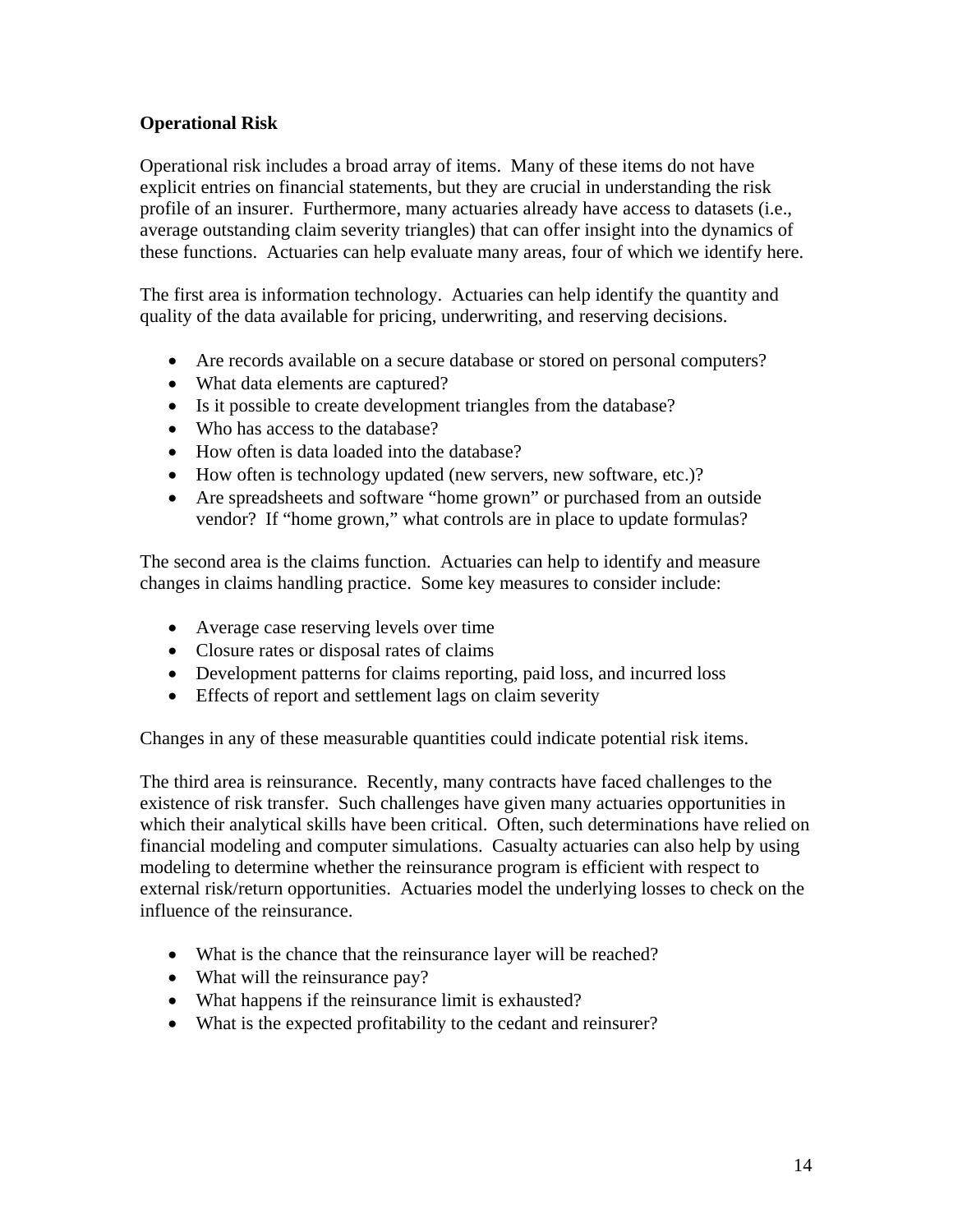**Operational Risk**

Operational risk includes a broad array of items. Many of these items do not have explicit entries on financial statements, but they are crucial in understanding the risk profile of an insurer. Furthermore, many actuaries already have access to datasets (i.e., average outstanding claim severity triangles) that can offer insight into the dynamics of these functions. Actuaries can help evaluate many areas, four of which we identify here.

The first area is information technology. Actuaries can help identify the quantity and quality of the data available for pricing, underwriting, and reserving decisions.

- Are records available on a secure database or stored on personal computers?
- What data elements are captured?
- Is it possible to create development triangles from the database?
- Who has access to the database?
- How often is data loaded into the database?
- How often is technology updated (new servers, new software, etc.)?
- Are spreadsheets and software "home grown" or purchased from an outside vendor? If "home grown," what controls are in place to update formulas?

The second area is the claims function. Actuaries can help to identify and measure changes in claims handling practice. Some key measures to consider include:

- Average case reserving levels over time
- Closure rates or disposal rates of claims
- Development patterns for claims reporting, paid loss, and incurred loss
- Effects of report and settlement lags on claim severity

Changes in any of these measurable quantities could indicate potential risk items.

The third area is reinsurance. Recently, many contracts have faced challenges to the existence of risk transfer. Such challenges have given many actuaries opportunities in which their analytical skills have been critical. Often, such determinations have relied on financial modeling and computer simulations. Casualty actuaries can also help by using modeling to determine whether the reinsurance program is efficient with respect to external risk/return opportunities. Actuaries model the underlying losses to check on the influence of the reinsurance.

- What is the chance that the reinsurance layer will be reached?
- What will the reinsurance pay?
- What happens if the reinsurance limit is exhausted?
- What is the expected profitability to the cedant and reinsurer?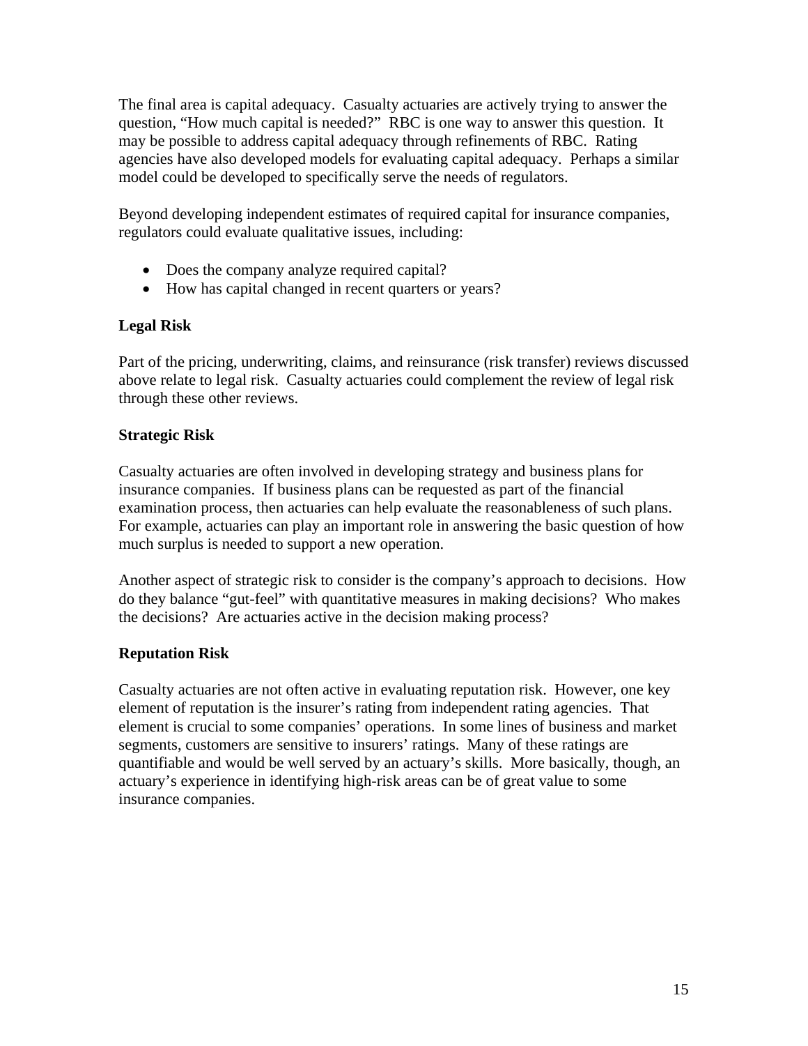The final area is capital adequacy. Casualty actuaries are actively trying to answer the question, "How much capital is needed?" RBC is one way to answer this question. It may be possible to address capital adequacy through refinements of RBC. Rating agencies have also developed models for evaluating capital adequacy. Perhaps a similar model could be developed to specifically serve the needs of regulators.

Beyond developing independent estimates of required capital for insurance companies, regulators could evaluate qualitative issues, including:

- Does the company analyze required capital?
- How has capital changed in recent quarters or years?

**Legal Risk**

Part of the pricing, underwriting, claims, and reinsurance (risk transfer) reviews discussed above relate to legal risk. Casualty actuaries could complement the review of legal risk through these other reviews.

**Strategic Risk**

Casualty actuaries are often involved in developing strategy and business plans for insurance companies. If business plans can be requested as part of the financial examination process, then actuaries can help evaluate the reasonableness of such plans. For example, actuaries can play an important role in answering the basic question of how much surplus is needed to support a new operation.

Another aspect of strategic risk to consider is the company's approach to decisions. How do they balance "gut-feel" with quantitative measures in making decisions? Who makes the decisions? Are actuaries active in the decision making process?

**Reputation Risk**

Casualty actuaries are not often active in evaluating reputation risk. However, one key element of reputation is the insurer's rating from independent rating agencies. That element is crucial to some companies' operations. In some lines of business and market segments, customers are sensitive to insurers' ratings. Many of these ratings are quantifiable and would be well served by an actuary's skills. More basically, though, an actuary's experience in identifying high-risk areas can be of great value to some insurance companies.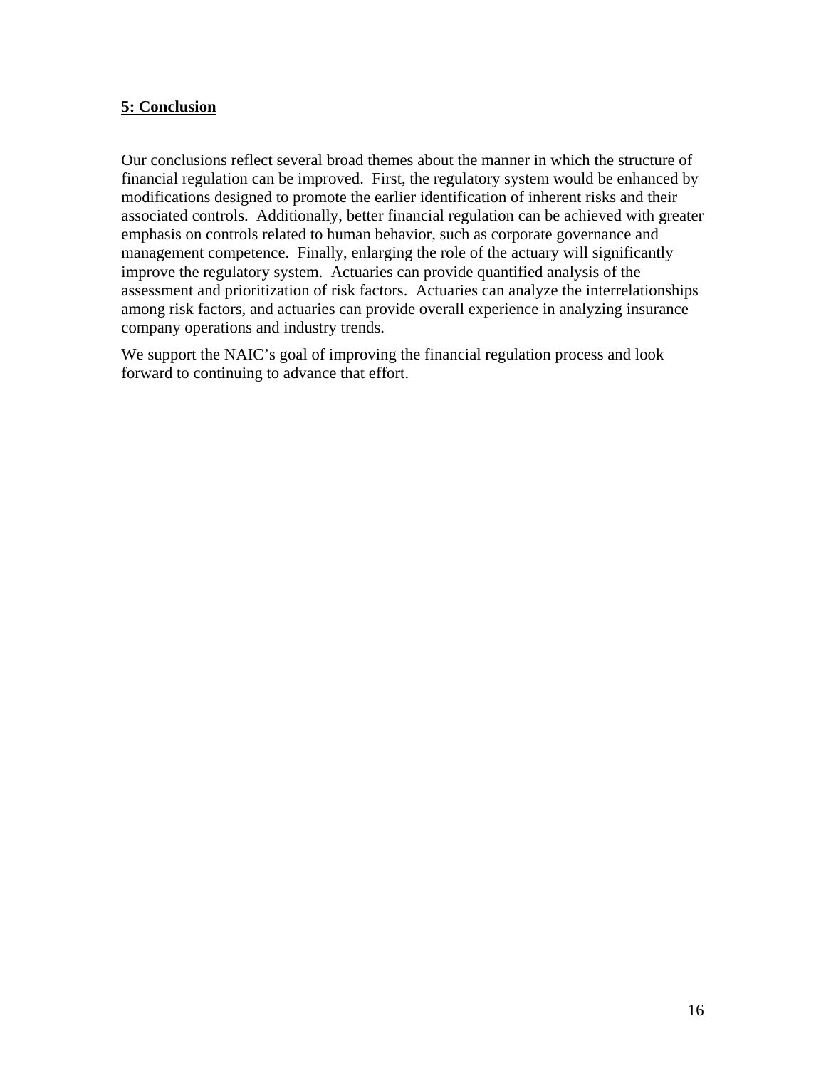## 5: Conclusion

Our conclusions reflect several broad themes about the manner in which the structure of financial regulation can be improved. First, the regulatory system would be enhanced by modifications designed to promote the earlier identification of inherent risks and their associated controls. Additionally, better financial regulation can be achieved with greater emphasis on controls related to human behavior, such as corporate governance and management competence. Finally, enlarging the role of the actuary will significantly improve the regulatory system. Actuaries can provide quantified analysis of the assessment and prioritization of risk factors. Actuaries can analyze the interrelationships among risk factors, and actuaries can provide overall experience in analyzing insurance company operations and industry trends.

We support the NAIC's goal of improving the financial regulation process and look forward to continuing to advance that effort.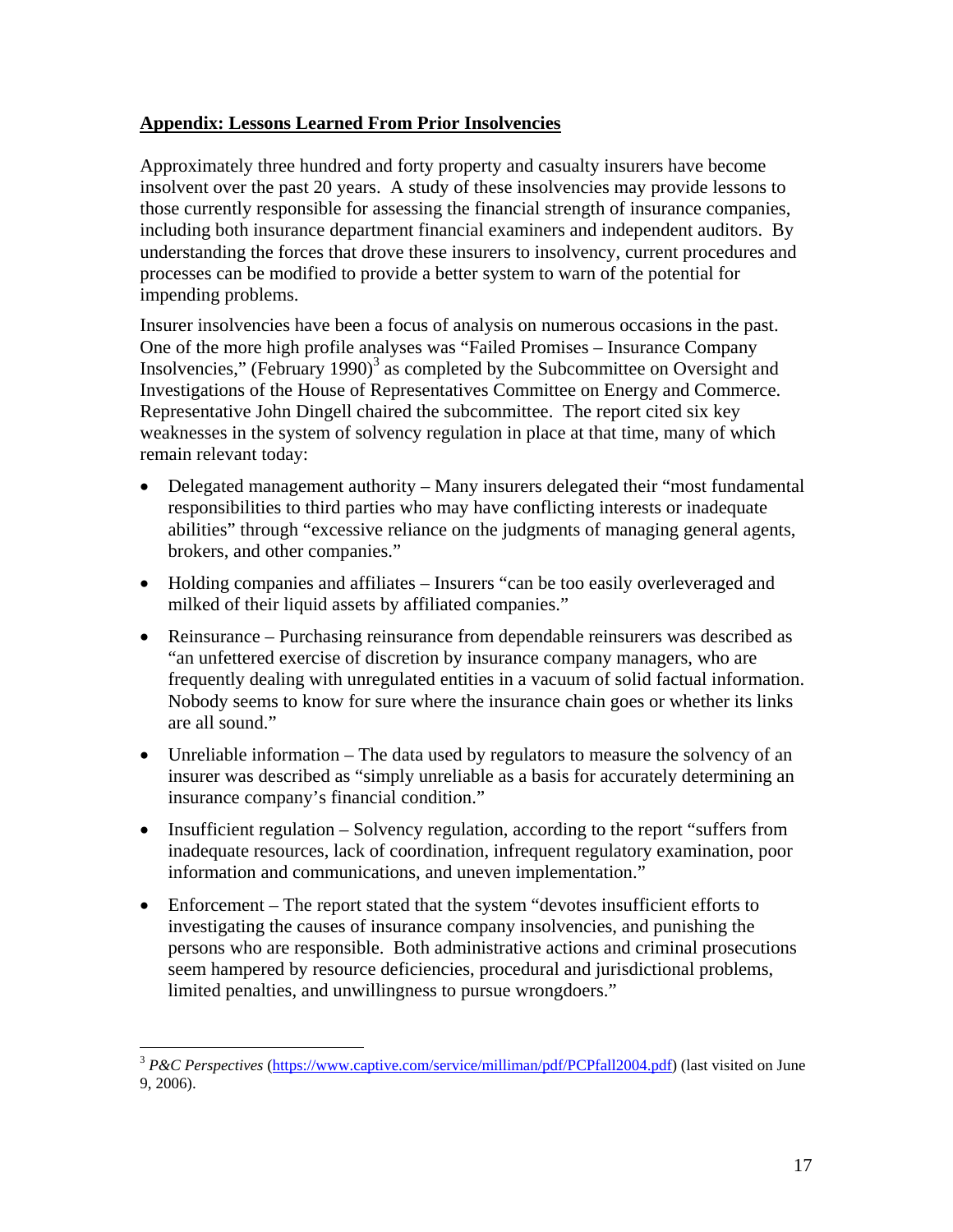## **Appendix: Lessons Learned From Prior Insolvencies**

Approximately three hundred and forty property and casualty insurers have become insolvent over the past 20 years. A study of these insolvencies may provide lessons to those currently responsible for assessing the financial strength of insurance companies, including both insurance department financial examiners and independent auditors. By understanding the forces that drove these insurers to insolvency, current procedures and processes can be modified to provide a better system to warn of the potential for impending problems.

Insurer insolvencies have been a focus of analysis on numerous occasions in the past. One of the more high profile analyses was "Failed Promises – Insurance Company Insolvencies," (February 1990)[3] as completed by the Subcommittee on Oversight and Investigations of the House of Representatives Committee on Energy and Commerce. Representative John Dingell chaired the subcommittee. The report cited six key weaknesses in the system of solvency regulation in place at that time, many of which remain relevant today:

- Delegated management authority – Many insurers delegated their "most fundamental responsibilities to third parties who may have conflicting interests or inadequate abilities" through "excessive reliance on the judgments of managing general agents, brokers, and other companies."
- Holding companies and affiliates – Insurers "can be too easily overleveraged and milked of their liquid assets by affiliated companies."
- Reinsurance – Purchasing reinsurance from dependable reinsurers was described as "an unfettered exercise of discretion by insurance company managers, who are frequently dealing with unregulated entities in a vacuum of solid factual information. Nobody seems to know for sure where the insurance chain goes or whether its links are all sound."
- Unreliable information – The data used by regulators to measure the solvency of an insurer was described as "simply unreliable as a basis for accurately determining an insurance company's financial condition."
- Insufficient regulation – Solvency regulation, according to the report "suffers from inadequate resources, lack of coordination, infrequent regulatory examination, poor information and communications, and uneven implementation."
- Enforcement – The report stated that the system "devotes insufficient efforts to investigating the causes of insurance company insolvencies, and punishing the persons who are responsible. Both administrative actions and criminal prosecutions seem hampered by resource deficiencies, procedural and jurisdictional problems, limited penalties, and unwillingness to pursue wrongdoers."

---

[3] *P&C Perspectives* (https://www.captive.com/service/milliman/pdf/PCPfall2004.pdf) (last visited on June 9, 2006).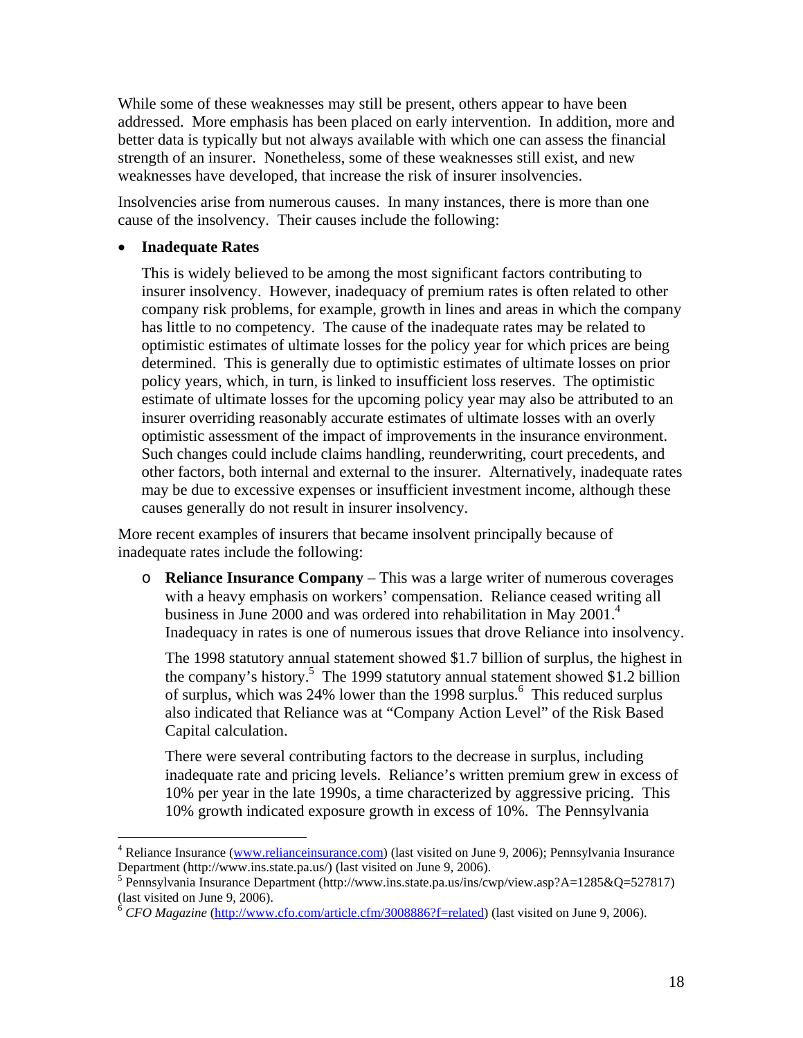While some of these weaknesses may still be present, others appear to have been addressed. More emphasis has been placed on early intervention. In addition, more and better data is typically but not always available with which one can assess the financial strength of an insurer. Nonetheless, some of these weaknesses still exist, and new weaknesses have developed, that increase the risk of insurer insolvencies.

Insolvencies arise from numerous causes. In many instances, there is more than one cause of the insolvency. Their causes include the following:

- **Inadequate Rates**

  This is widely believed to be among the most significant factors contributing to insurer insolvency. However, inadequacy of premium rates is often related to other company risk problems, for example, growth in lines and areas in which the company has little to no competency. The cause of the inadequate rates may be related to optimistic estimates of ultimate losses for the policy year for which prices are being determined. This is generally due to optimistic estimates of ultimate losses on prior policy years, which, in turn, is linked to insufficient loss reserves. The optimistic estimate of ultimate losses for the upcoming policy year may also be attributed to an insurer overriding reasonably accurate estimates of ultimate losses with an overly optimistic assessment of the impact of improvements in the insurance environment. Such changes could include claims handling, reunderwriting, court precedents, and other factors, both internal and external to the insurer. Alternatively, inadequate rates may be due to excessive expenses or insufficient investment income, although these causes generally do not result in insurer insolvency.

More recent examples of insurers that became insolvent principally because of inadequate rates include the following:

- **Reliance Insurance Company** – This was a large writer of numerous coverages with a heavy emphasis on workers' compensation. Reliance ceased writing all business in June 2000 and was ordered into rehabilitation in May 2001.[4] Inadequacy in rates is one of numerous issues that drove Reliance into insolvency.

  The 1998 statutory annual statement showed $1.7 billion of surplus, the highest in the company's history.[5] The 1999 statutory annual statement showed $1.2 billion of surplus, which was 24% lower than the 1998 surplus.[6] This reduced surplus also indicated that Reliance was at "Company Action Level" of the Risk Based Capital calculation.

  There were several contributing factors to the decrease in surplus, including inadequate rate and pricing levels. Reliance's written premium grew in excess of 10% per year in the late 1990s, a time characterized by aggressive pricing. This 10% growth indicated exposure growth in excess of 10%. The Pennsylvania

---

[4] Reliance Insurance (www.relianceinsurance.com) (last visited on June 9, 2006); Pennsylvania Insurance Department (http://www.ins.state.pa.us/) (last visited on June 9, 2006).

[5] Pennsylvania Insurance Department (http://www.ins.state.pa.us/ins/cwp/view.asp?A=1285&Q=527817) (last visited on June 9, 2006).

[6] *CFO Magazine* (http://www.cfo.com/article.cfm/3008886?f=related) (last visited on June 9, 2006).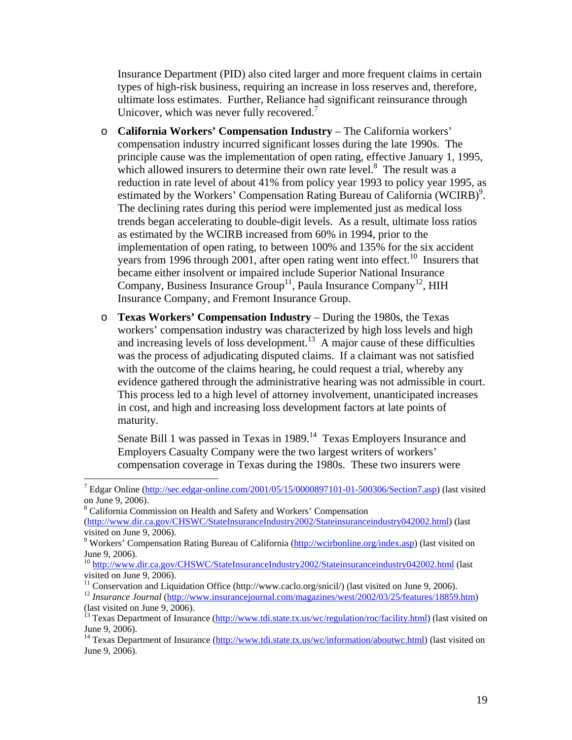Insurance Department (PID) also cited larger and more frequent claims in certain types of high-risk business, requiring an increase in loss reserves and, therefore, ultimate loss estimates. Further, Reliance had significant reinsurance through Unicover, which was never fully recovered.[7]

- **California Workers' Compensation Industry** – The California workers' compensation industry incurred significant losses during the late 1990s. The principle cause was the implementation of open rating, effective January 1, 1995, which allowed insurers to determine their own rate level.[8] The result was a reduction in rate level of about 41% from policy year 1993 to policy year 1995, as estimated by the Workers' Compensation Rating Bureau of California (WCIRB)[9]. The declining rates during this period were implemented just as medical loss trends began accelerating to double-digit levels. As a result, ultimate loss ratios as estimated by the WCIRB increased from 60% in 1994, prior to the implementation of open rating, to between 100% and 135% for the six accident years from 1996 through 2001, after open rating went into effect.[10] Insurers that became either insolvent or impaired include Superior National Insurance Company, Business Insurance Group[11], Paula Insurance Company[12], HIH Insurance Company, and Fremont Insurance Group.

- **Texas Workers' Compensation Industry** – During the 1980s, the Texas workers' compensation industry was characterized by high loss levels and high and increasing levels of loss development.[13] A major cause of these difficulties was the process of adjudicating disputed claims. If a claimant was not satisfied with the outcome of the claims hearing, he could request a trial, whereby any evidence gathered through the administrative hearing was not admissible in court. This process led to a high level of attorney involvement, unanticipated increases in cost, and high and increasing loss development factors at late points of maturity.

  Senate Bill 1 was passed in Texas in 1989.[14] Texas Employers Insurance and Employers Casualty Company were the two largest writers of workers' compensation coverage in Texas during the 1980s. These two insurers were

---

[7] Edgar Online (http://sec.edgar-online.com/2001/05/15/0000897101-01-500306/Section7.asp) (last visited on June 9, 2006).

[8] California Commission on Health and Safety and Workers' Compensation (http://www.dir.ca.gov/CHSWC/StateInsuranceIndustry2002/Stateinsuranceindustry042002.html) (last visited on June 9, 2006).

[9] Workers' Compensation Rating Bureau of California (http://wcirbonline.org/index.asp) (last visited on June 9, 2006).

[10] http://www.dir.ca.gov/CHSWC/StateInsuranceIndustry2002/Stateinsuranceindustry042002.html (last visited on June 9, 2006).

[11] Conservation and Liquidation Office (http://www.caclo.org/snicil/) (last visited on June 9, 2006).

[12] *Insurance Journal* (http://www.insurancejournal.com/magazines/west/2002/03/25/features/18859.htm) (last visited on June 9, 2006).

[13] Texas Department of Insurance (http://www.tdi.state.tx.us/wc/regulation/roc/facility.html) (last visited on June 9, 2006).

[14] Texas Department of Insurance (http://www.tdi.state.tx.us/wc/information/aboutwc.html) (last visited on June 9, 2006).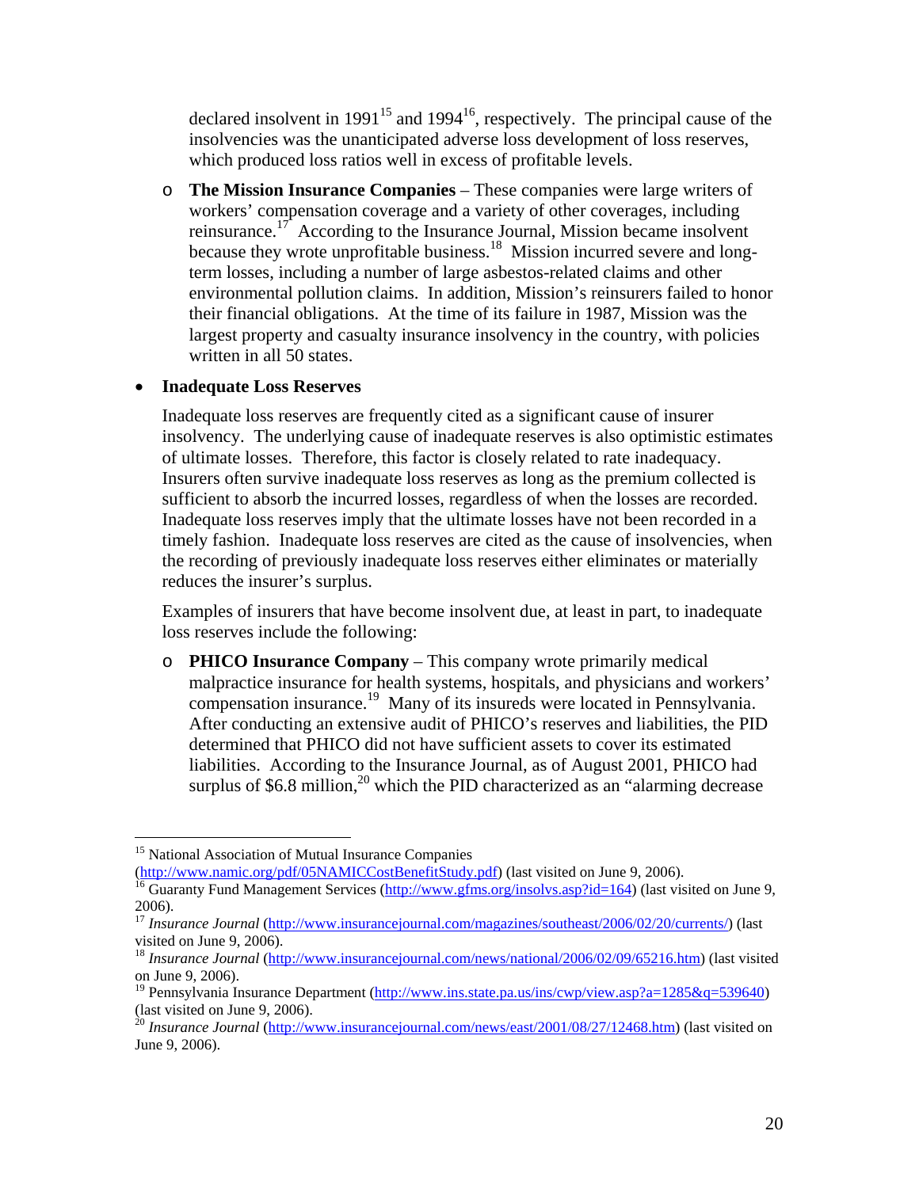declared insolvent in 1991[15] and 1994[16], respectively. The principal cause of the insolvencies was the unanticipated adverse loss development of loss reserves, which produced loss ratios well in excess of profitable levels.

- **The Mission Insurance Companies** – These companies were large writers of workers' compensation coverage and a variety of other coverages, including reinsurance.[17] According to the Insurance Journal, Mission became insolvent because they wrote unprofitable business.[18] Mission incurred severe and long-term losses, including a number of large asbestos-related claims and other environmental pollution claims. In addition, Mission's reinsurers failed to honor their financial obligations. At the time of its failure in 1987, Mission was the largest property and casualty insurance insolvency in the country, with policies written in all 50 states.

- **Inadequate Loss Reserves**

  Inadequate loss reserves are frequently cited as a significant cause of insurer insolvency. The underlying cause of inadequate reserves is also optimistic estimates of ultimate losses. Therefore, this factor is closely related to rate inadequacy. Insurers often survive inadequate loss reserves as long as the premium collected is sufficient to absorb the incurred losses, regardless of when the losses are recorded. Inadequate loss reserves imply that the ultimate losses have not been recorded in a timely fashion. Inadequate loss reserves are cited as the cause of insolvencies, when the recording of previously inadequate loss reserves either eliminates or materially reduces the insurer's surplus.

  Examples of insurers that have become insolvent due, at least in part, to inadequate loss reserves include the following:

  - **PHICO Insurance Company** – This company wrote primarily medical malpractice insurance for health systems, hospitals, and physicians and workers' compensation insurance.[19] Many of its insureds were located in Pennsylvania. After conducting an extensive audit of PHICO's reserves and liabilities, the PID determined that PHICO did not have sufficient assets to cover its estimated liabilities. According to the Insurance Journal, as of August 2001, PHICO had surplus of $6.8 million,[20] which the PID characterized as an "alarming decrease

---

[15] National Association of Mutual Insurance Companies (http://www.namic.org/pdf/05NAMICCostBenefitStudy.pdf) (last visited on June 9, 2006).

[16] Guaranty Fund Management Services (http://www.gfms.org/insolvs.asp?id=164) (last visited on June 9, 2006).

[17] *Insurance Journal* (http://www.insurancejournal.com/magazines/southeast/2006/02/20/currents/) (last visited on June 9, 2006).

[18] *Insurance Journal* (http://www.insurancejournal.com/news/national/2006/02/09/65216.htm) (last visited on June 9, 2006).

[19] Pennsylvania Insurance Department (http://www.ins.state.pa.us/ins/cwp/view.asp?a=1285&q=539640) (last visited on June 9, 2006).

[20] *Insurance Journal* (http://www.insurancejournal.com/news/east/2001/08/27/12468.htm) (last visited on June 9, 2006).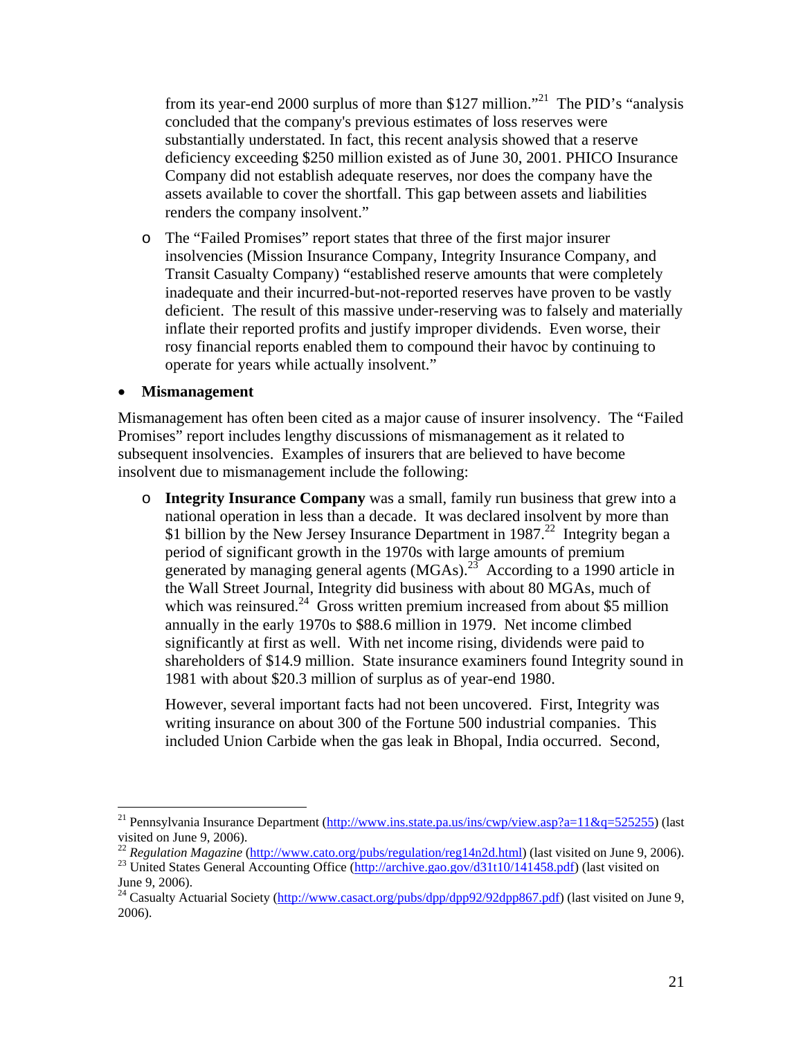from its year-end 2000 surplus of more than $127 million."[21] The PID's "analysis concluded that the company's previous estimates of loss reserves were substantially understated. In fact, this recent analysis showed that a reserve deficiency exceeding $250 million existed as of June 30, 2001. PHICO Insurance Company did not establish adequate reserves, nor does the company have the assets available to cover the shortfall. This gap between assets and liabilities renders the company insolvent."

- The "Failed Promises" report states that three of the first major insurer insolvencies (Mission Insurance Company, Integrity Insurance Company, and Transit Casualty Company) "established reserve amounts that were completely inadequate and their incurred-but-not-reported reserves have proven to be vastly deficient. The result of this massive under-reserving was to falsely and materially inflate their reported profits and justify improper dividends. Even worse, their rosy financial reports enabled them to compound their havoc by continuing to operate for years while actually insolvent."

- **Mismanagement**

Mismanagement has often been cited as a major cause of insurer insolvency. The "Failed Promises" report includes lengthy discussions of mismanagement as it related to subsequent insolvencies. Examples of insurers that are believed to have become insolvent due to mismanagement include the following:

- **Integrity Insurance Company** was a small, family run business that grew into a national operation in less than a decade. It was declared insolvent by more than $1 billion by the New Jersey Insurance Department in 1987.[22] Integrity began a period of significant growth in the 1970s with large amounts of premium generated by managing general agents (MGAs).[23] According to a 1990 article in the Wall Street Journal, Integrity did business with about 80 MGAs, much of which was reinsured.[24] Gross written premium increased from about $5 million annually in the early 1970s to $88.6 million in 1979. Net income climbed significantly at first as well. With net income rising, dividends were paid to shareholders of $14.9 million. State insurance examiners found Integrity sound in 1981 with about $20.3 million of surplus as of year-end 1980.

  However, several important facts had not been uncovered. First, Integrity was writing insurance on about 300 of the Fortune 500 industrial companies. This included Union Carbide when the gas leak in Bhopal, India occurred. Second,

---

[21] Pennsylvania Insurance Department (http://www.ins.state.pa.us/ins/cwp/view.asp?a=11&q=525255) (last visited on June 9, 2006).

[22] *Regulation Magazine* (http://www.cato.org/pubs/regulation/reg14n2d.html) (last visited on June 9, 2006).

[23] United States General Accounting Office (http://archive.gao.gov/d31t10/141458.pdf) (last visited on June 9, 2006).

[24] Casualty Actuarial Society (http://www.casact.org/pubs/dpp/dpp92/92dpp867.pdf) (last visited on June 9, 2006).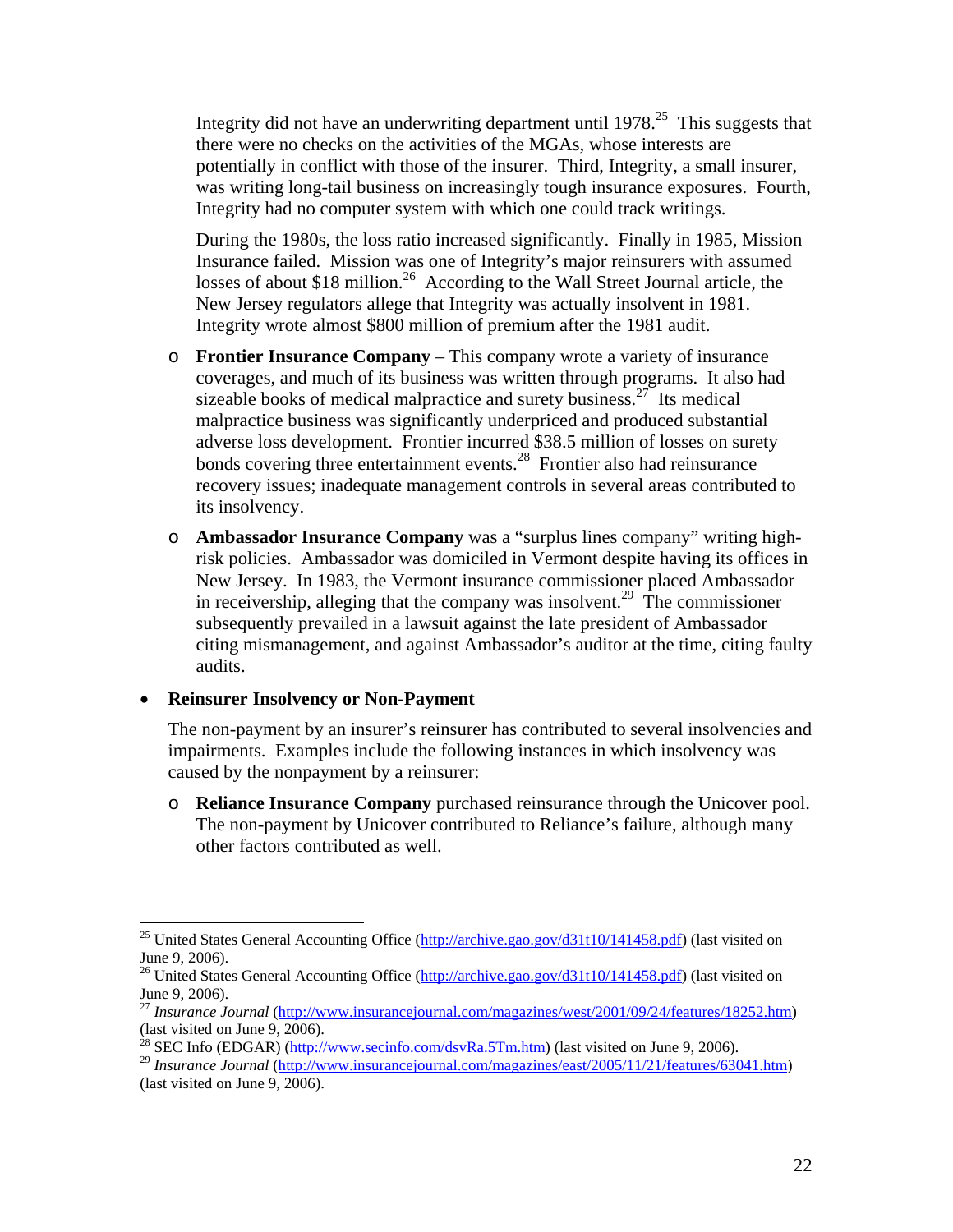Integrity did not have an underwriting department until 1978.[25] This suggests that there were no checks on the activities of the MGAs, whose interests are potentially in conflict with those of the insurer. Third, Integrity, a small insurer, was writing long-tail business on increasingly tough insurance exposures. Fourth, Integrity had no computer system with which one could track writings.

During the 1980s, the loss ratio increased significantly. Finally in 1985, Mission Insurance failed. Mission was one of Integrity's major reinsurers with assumed losses of about $18 million.[26] According to the Wall Street Journal article, the New Jersey regulators allege that Integrity was actually insolvent in 1981. Integrity wrote almost $800 million of premium after the 1981 audit.

- **Frontier Insurance Company** – This company wrote a variety of insurance coverages, and much of its business was written through programs. It also had sizeable books of medical malpractice and surety business.[27] Its medical malpractice business was significantly underpriced and produced substantial adverse loss development. Frontier incurred $38.5 million of losses on surety bonds covering three entertainment events.[28] Frontier also had reinsurance recovery issues; inadequate management controls in several areas contributed to its insolvency.
- **Ambassador Insurance Company** was a "surplus lines company" writing high-risk policies. Ambassador was domiciled in Vermont despite having its offices in New Jersey. In 1983, the Vermont insurance commissioner placed Ambassador in receivership, alleging that the company was insolvent.[29] The commissioner subsequently prevailed in a lawsuit against the late president of Ambassador citing mismanagement, and against Ambassador's auditor at the time, citing faulty audits.

- **Reinsurer Insolvency or Non-Payment**

  The non-payment by an insurer's reinsurer has contributed to several insolvencies and impairments. Examples include the following instances in which insolvency was caused by the nonpayment by a reinsurer:

  - **Reliance Insurance Company** purchased reinsurance through the Unicover pool. The non-payment by Unicover contributed to Reliance's failure, although many other factors contributed as well.

---

[25] United States General Accounting Office (http://archive.gao.gov/d31t10/141458.pdf) (last visited on June 9, 2006).

[26] United States General Accounting Office (http://archive.gao.gov/d31t10/141458.pdf) (last visited on June 9, 2006).

[27] *Insurance Journal* (http://www.insurancejournal.com/magazines/west/2001/09/24/features/18252.htm) (last visited on June 9, 2006).

[28] SEC Info (EDGAR) (http://www.secinfo.com/dsvRa.5Tm.htm) (last visited on June 9, 2006).

[29] *Insurance Journal* (http://www.insurancejournal.com/magazines/east/2005/11/21/features/63041.htm) (last visited on June 9, 2006).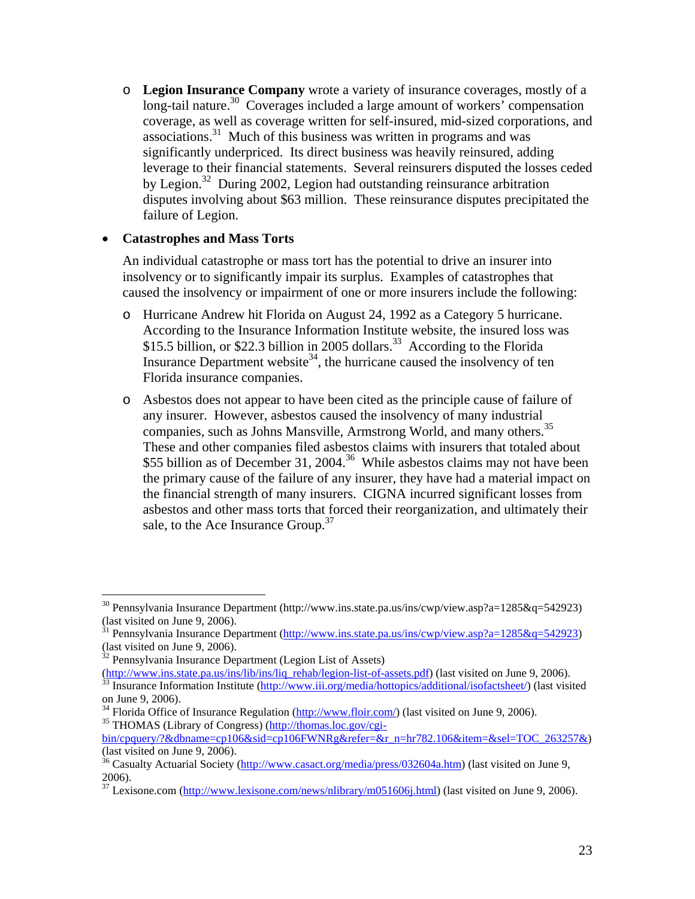- **Legion Insurance Company** wrote a variety of insurance coverages, mostly of a long-tail nature.[30] Coverages included a large amount of workers' compensation coverage, as well as coverage written for self-insured, mid-sized corporations, and associations.[31] Much of this business was written in programs and was significantly underpriced. Its direct business was heavily reinsured, adding leverage to their financial statements. Several reinsurers disputed the losses ceded by Legion.[32] During 2002, Legion had outstanding reinsurance arbitration disputes involving about $63 million. These reinsurance disputes precipitated the failure of Legion.

- **Catastrophes and Mass Torts**

  An individual catastrophe or mass tort has the potential to drive an insurer into insolvency or to significantly impair its surplus. Examples of catastrophes that caused the insolvency or impairment of one or more insurers include the following:

  - Hurricane Andrew hit Florida on August 24, 1992 as a Category 5 hurricane. According to the Insurance Information Institute website, the insured loss was $15.5 billion, or $22.3 billion in 2005 dollars.[33] According to the Florida Insurance Department website[34], the hurricane caused the insolvency of ten Florida insurance companies.

  - Asbestos does not appear to have been cited as the principle cause of failure of any insurer. However, asbestos caused the insolvency of many industrial companies, such as Johns Mansville, Armstrong World, and many others.[35] These and other companies filed asbestos claims with insurers that totaled about $55 billion as of December 31, 2004.[36] While asbestos claims may not have been the primary cause of the failure of any insurer, they have had a material impact on the financial strength of many insurers. CIGNA incurred significant losses from asbestos and other mass torts that forced their reorganization, and ultimately their sale, to the Ace Insurance Group.[37]

---

[30] Pennsylvania Insurance Department (http://www.ins.state.pa.us/ins/cwp/view.asp?a=1285&q=542923) (last visited on June 9, 2006).

[31] Pennsylvania Insurance Department (http://www.ins.state.pa.us/ins/cwp/view.asp?a=1285&q=542923) (last visited on June 9, 2006).

[32] Pennsylvania Insurance Department (Legion List of Assets) (http://www.ins.state.pa.us/ins/lib/ins/liq_rehab/legion-list-of-assets.pdf) (last visited on June 9, 2006).

[33] Insurance Information Institute (http://www.iii.org/media/hottopics/additional/isofactsheet/) (last visited on June 9, 2006).

[34] Florida Office of Insurance Regulation (http://www.floir.com/) (last visited on June 9, 2006).

[35] THOMAS (Library of Congress) (http://thomas.loc.gov/cgi-bin/cpquery/?&dbname=cp106&sid=cp106FWNRg&refer=&r_n=hr782.106&item=&sel=TOC_263257&) (last visited on June 9, 2006).

[36] Casualty Actuarial Society (http://www.casact.org/media/press/032604a.htm) (last visited on June 9, 2006).

[37] Lexisone.com (http://www.lexisone.com/news/nlibrary/m051606j.html) (last visited on June 9, 2006).